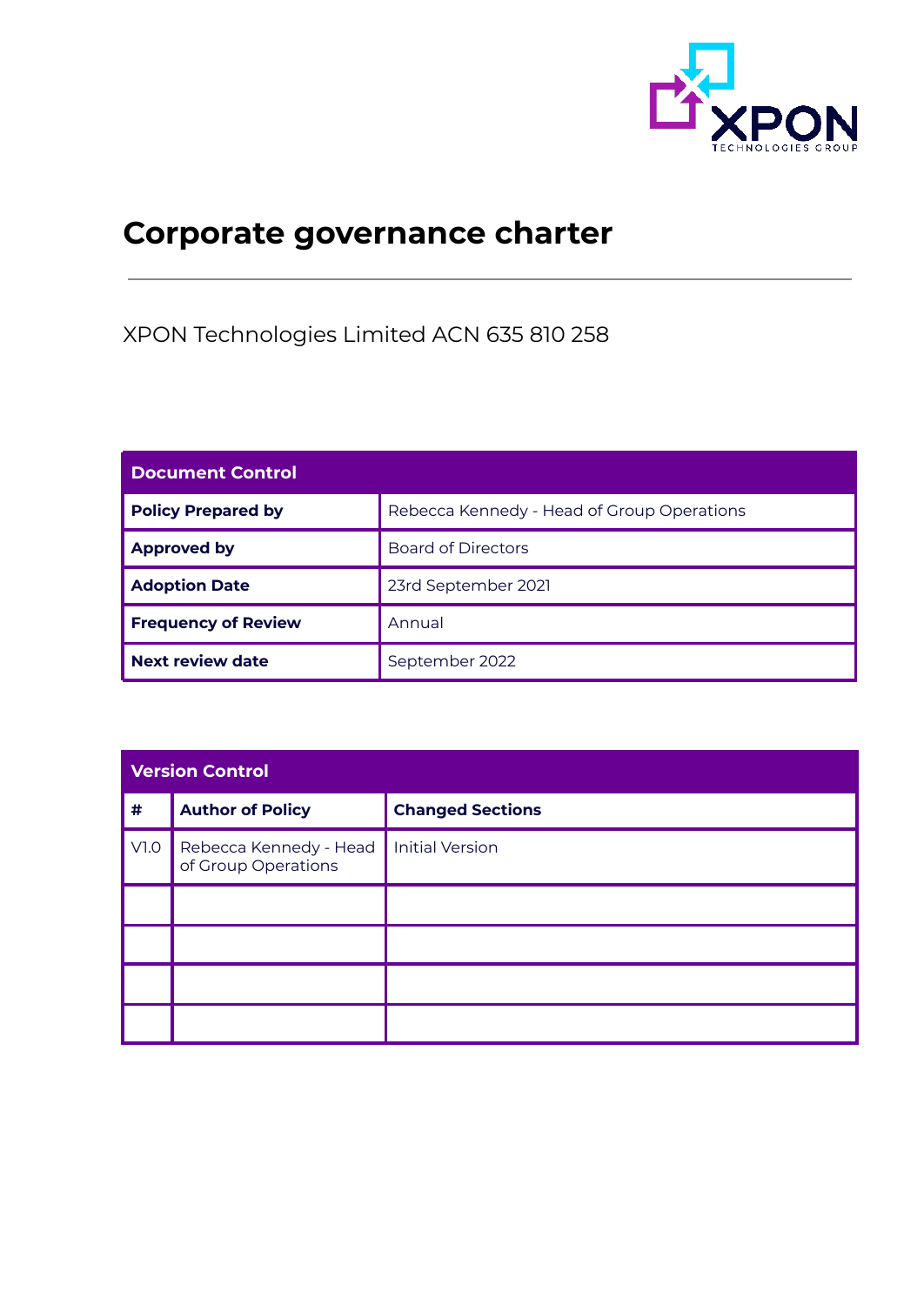# Corporate governance charter

XPON Technologies Limited ACN 635 810 258

| Document Control | |
|---|---|
| **Policy Prepared by** | Rebecca Kennedy - Head of Group Operations |
| **Approved by** | Board of Directors |
| **Adoption Date** | 23rd September 2021 |
| **Frequency of Review** | Annual |
| **Next review date** | September 2022 |

| Version Control | | |
|---|---|---|
| **#** | **Author of Policy** | **Changed Sections** |
| V1.0 | Rebecca Kennedy - Head of Group Operations | Initial Version |
| | | |
| | | |
| | | |
| | | |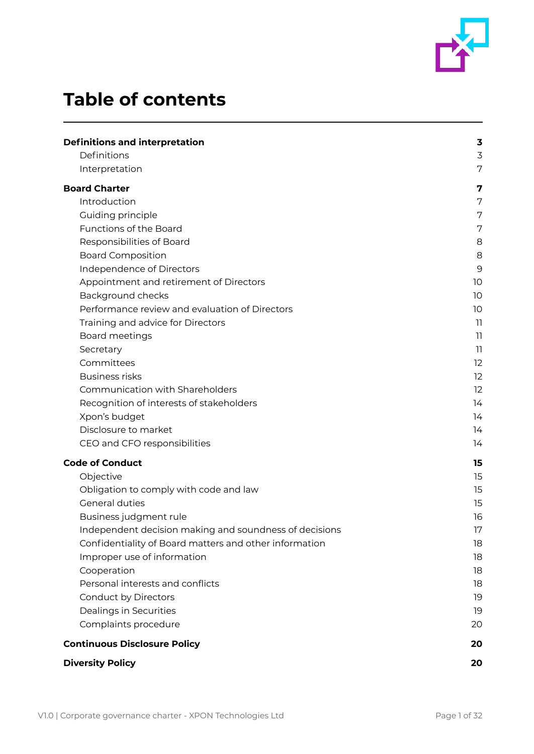# Table of contents

| | |
|---|---|
| **Definitions and interpretation** | **3** |
| Definitions | 3 |
| Interpretation | 7 |
| **Board Charter** | **7** |
| Introduction | 7 |
| Guiding principle | 7 |
| Functions of the Board | 7 |
| Responsibilities of Board | 8 |
| Board Composition | 8 |
| Independence of Directors | 9 |
| Appointment and retirement of Directors | 10 |
| Background checks | 10 |
| Performance review and evaluation of Directors | 10 |
| Training and advice for Directors | 11 |
| Board meetings | 11 |
| Secretary | 11 |
| Committees | 12 |
| Business risks | 12 |
| Communication with Shareholders | 12 |
| Recognition of interests of stakeholders | 14 |
| Xpon's budget | 14 |
| Disclosure to market | 14 |
| CEO and CFO responsibilities | 14 |
| **Code of Conduct** | **15** |
| Objective | 15 |
| Obligation to comply with code and law | 15 |
| General duties | 15 |
| Business judgment rule | 16 |
| Independent decision making and soundness of decisions | 17 |
| Confidentiality of Board matters and other information | 18 |
| Improper use of information | 18 |
| Cooperation | 18 |
| Personal interests and conflicts | 18 |
| Conduct by Directors | 19 |
| Dealings in Securities | 19 |
| Complaints procedure | 20 |
| **Continuous Disclosure Policy** | **20** |
| **Diversity Policy** | **20** |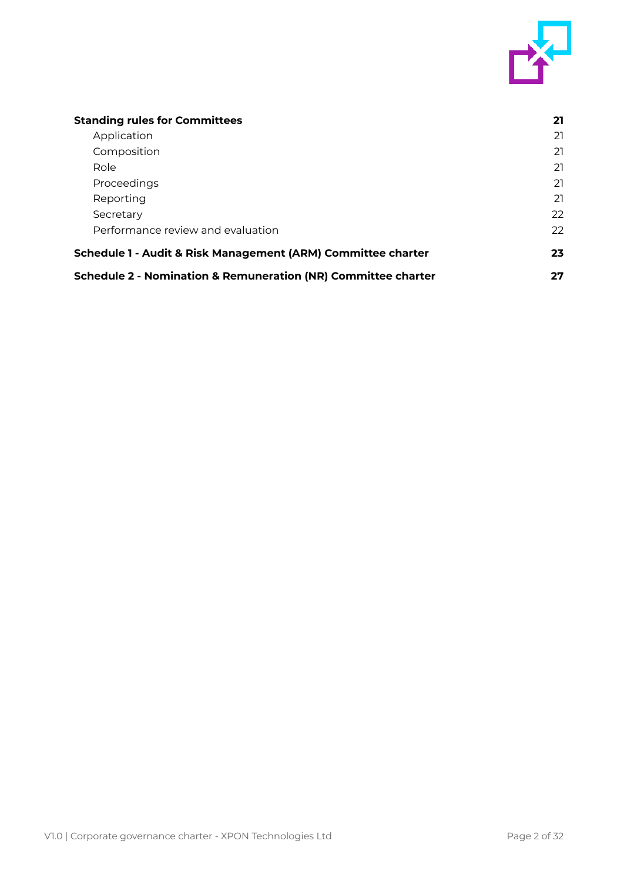| | |
|---|---|
| **Standing rules for Committees** | **21** |
| Application | 21 |
| Composition | 21 |
| Role | 21 |
| Proceedings | 21 |
| Reporting | 21 |
| Secretary | 22 |
| Performance review and evaluation | 22 |
| **Schedule 1 - Audit & Risk Management (ARM) Committee charter** | **23** |
| **Schedule 2 - Nomination & Remuneration (NR) Committee charter** | **27** |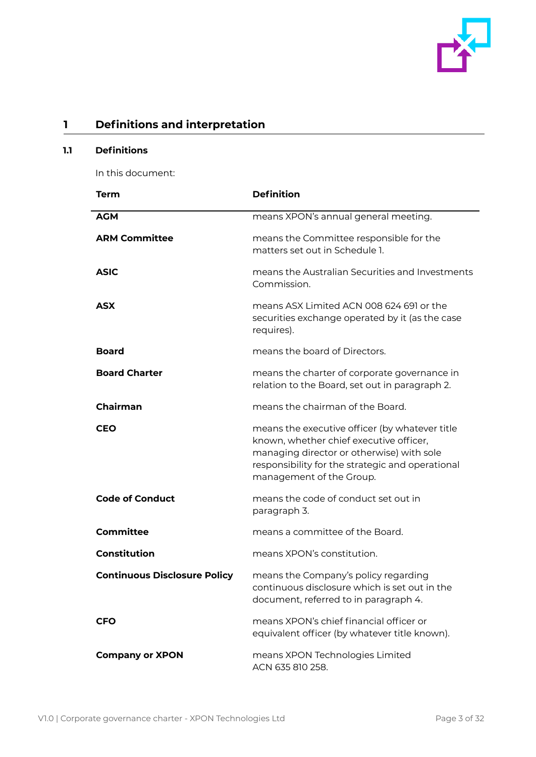# 1 Definitions and interpretation

## 1.1 Definitions

In this document:

| Term | Definition |
| --- | --- |
| **AGM** | means XPON's annual general meeting. |
| **ARM Committee** | means the Committee responsible for the matters set out in Schedule 1. |
| **ASIC** | means the Australian Securities and Investments Commission. |
| **ASX** | means ASX Limited ACN 008 624 691 or the securities exchange operated by it (as the case requires). |
| **Board** | means the board of Directors. |
| **Board Charter** | means the charter of corporate governance in relation to the Board, set out in paragraph 2. |
| **Chairman** | means the chairman of the Board. |
| **CEO** | means the executive officer (by whatever title known, whether chief executive officer, managing director or otherwise) with sole responsibility for the strategic and operational management of the Group. |
| **Code of Conduct** | means the code of conduct set out in paragraph 3. |
| **Committee** | means a committee of the Board. |
| **Constitution** | means XPON's constitution. |
| **Continuous Disclosure Policy** | means the Company's policy regarding continuous disclosure which is set out in the document, referred to in paragraph 4. |
| **CFO** | means XPON's chief financial officer or equivalent officer (by whatever title known). |
| **Company or XPON** | means XPON Technologies Limited ACN 635 810 258. |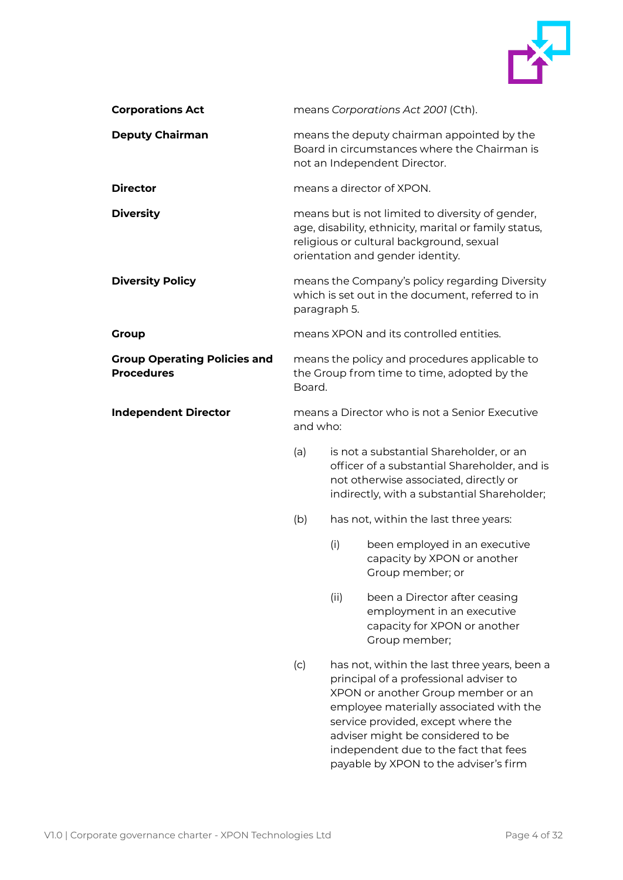| | |
|---|---|
| **Corporations Act** | means *Corporations Act 2001* (Cth). |
| **Deputy Chairman** | means the deputy chairman appointed by the Board in circumstances where the Chairman is not an Independent Director. |
| **Director** | means a director of XPON. |
| **Diversity** | means but is not limited to diversity of gender, age, disability, ethnicity, marital or family status, religious or cultural background, sexual orientation and gender identity. |
| **Diversity Policy** | means the Company's policy regarding Diversity which is set out in the document, referred to in paragraph 5. |
| **Group** | means XPON and its controlled entities. |
| **Group Operating Policies and Procedures** | means the policy and procedures applicable to the Group from time to time, adopted by the Board. |
| **Independent Director** | means a Director who is not a Senior Executive and who: |

(a) is not a substantial Shareholder, or an officer of a substantial Shareholder, and is not otherwise associated, directly or indirectly, with a substantial Shareholder;

(b) has not, within the last three years:

   (i) been employed in an executive capacity by XPON or another Group member; or

   (ii) been a Director after ceasing employment in an executive capacity for XPON or another Group member;

(c) has not, within the last three years, been a principal of a professional adviser to XPON or another Group member or an employee materially associated with the service provided, except where the adviser might be considered to be independent due to the fact that fees payable by XPON to the adviser's firm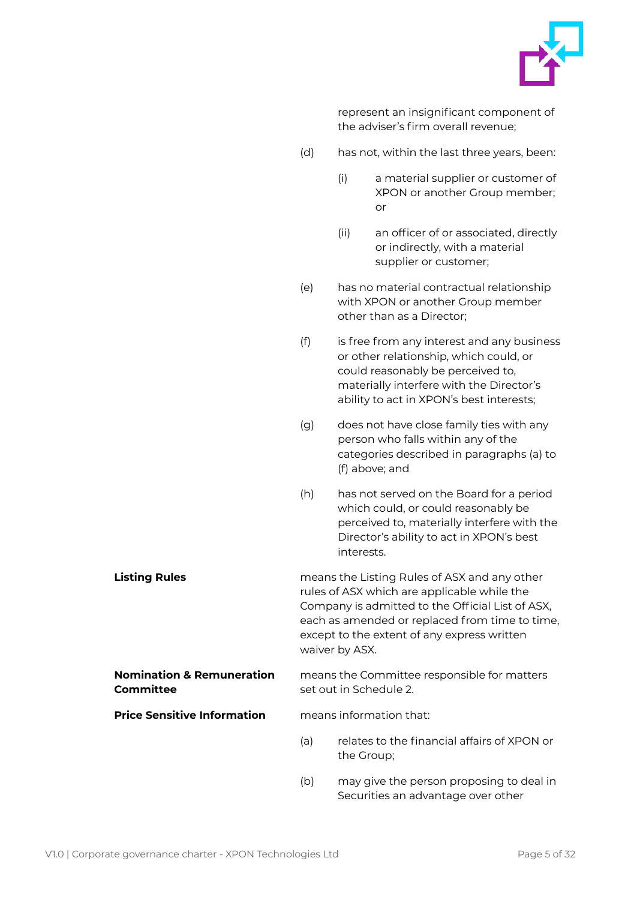represent an insignificant component of the adviser's firm overall revenue;

(d) has not, within the last three years, been:

   (i) a material supplier or customer of XPON or another Group member; or

   (ii) an officer of or associated, directly or indirectly, with a material supplier or customer;

(e) has no material contractual relationship with XPON or another Group member other than as a Director;

(f) is free from any interest and any business or other relationship, which could, or could reasonably be perceived to, materially interfere with the Director's ability to act in XPON's best interests;

(g) does not have close family ties with any person who falls within any of the categories described in paragraphs (a) to (f) above; and

(h) has not served on the Board for a period which could, or could reasonably be perceived to, materially interfere with the Director's ability to act in XPON's best interests.

**Listing Rules** means the Listing Rules of ASX and any other rules of ASX which are applicable while the Company is admitted to the Official List of ASX, each as amended or replaced from time to time, except to the extent of any express written waiver by ASX.

**Nomination & Remuneration Committee** means the Committee responsible for matters set out in Schedule 2.

**Price Sensitive Information** means information that:

(a) relates to the financial affairs of XPON or the Group;

(b) may give the person proposing to deal in Securities an advantage over other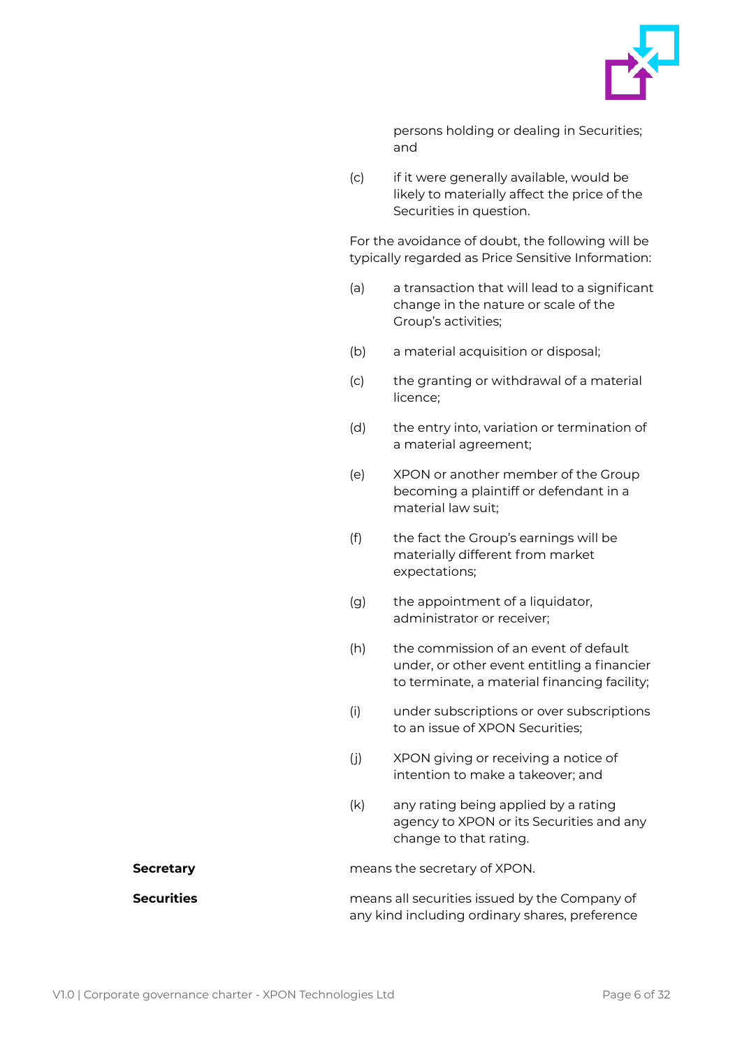persons holding or dealing in Securities; and

(c) if it were generally available, would be likely to materially affect the price of the Securities in question.

For the avoidance of doubt, the following will be typically regarded as Price Sensitive Information:

(a) a transaction that will lead to a significant change in the nature or scale of the Group's activities;

(b) a material acquisition or disposal;

(c) the granting or withdrawal of a material licence;

(d) the entry into, variation or termination of a material agreement;

(e) XPON or another member of the Group becoming a plaintiff or defendant in a material law suit;

(f) the fact the Group's earnings will be materially different from market expectations;

(g) the appointment of a liquidator, administrator or receiver;

(h) the commission of an event of default under, or other event entitling a financier to terminate, a material financing facility;

(i) under subscriptions or over subscriptions to an issue of XPON Securities;

(j) XPON giving or receiving a notice of intention to make a takeover; and

(k) any rating being applied by a rating agency to XPON or its Securities and any change to that rating.

**Secretary** means the secretary of XPON.

**Securities** means all securities issued by the Company of any kind including ordinary shares, preference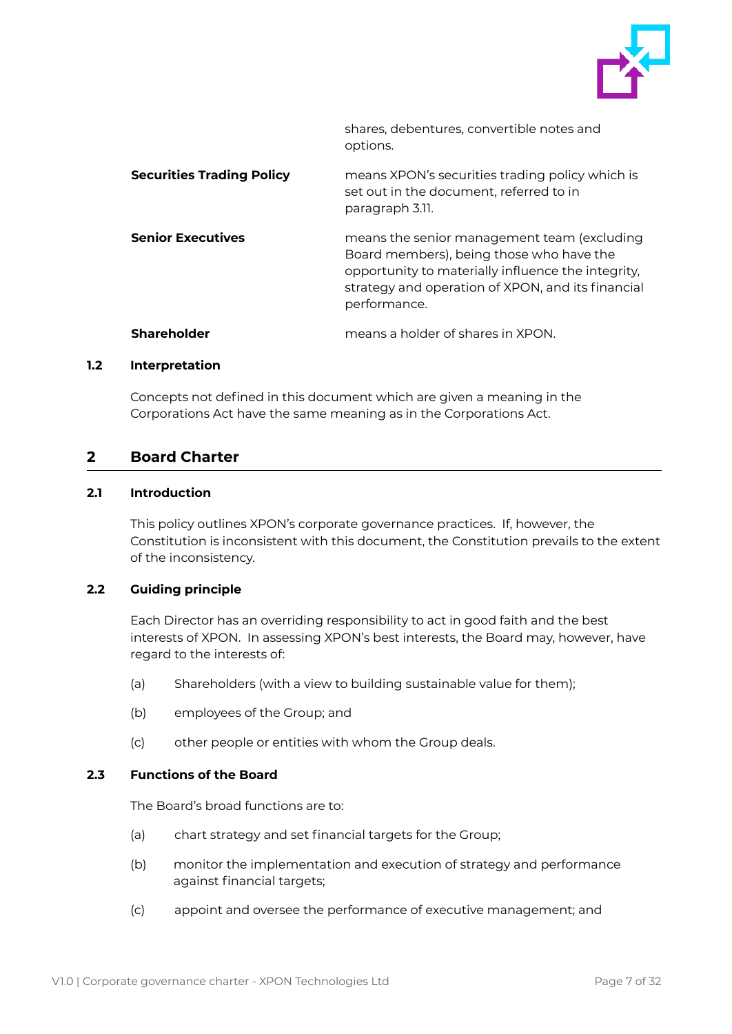| | |
|---|---|
| | shares, debentures, convertible notes and options. |
| **Securities Trading Policy** | means XPON's securities trading policy which is set out in the document, referred to in paragraph 3.11. |
| **Senior Executives** | means the senior management team (excluding Board members), being those who have the opportunity to materially influence the integrity, strategy and operation of XPON, and its financial performance. |
| **Shareholder** | means a holder of shares in XPON. |

### 1.2 Interpretation

Concepts not defined in this document which are given a meaning in the Corporations Act have the same meaning as in the Corporations Act.

## 2 Board Charter

### 2.1 Introduction

This policy outlines XPON's corporate governance practices. If, however, the Constitution is inconsistent with this document, the Constitution prevails to the extent of the inconsistency.

### 2.2 Guiding principle

Each Director has an overriding responsibility to act in good faith and the best interests of XPON. In assessing XPON's best interests, the Board may, however, have regard to the interests of:

(a) Shareholders (with a view to building sustainable value for them);

(b) employees of the Group; and

(c) other people or entities with whom the Group deals.

### 2.3 Functions of the Board

The Board's broad functions are to:

(a) chart strategy and set financial targets for the Group;

(b) monitor the implementation and execution of strategy and performance against financial targets;

(c) appoint and oversee the performance of executive management; and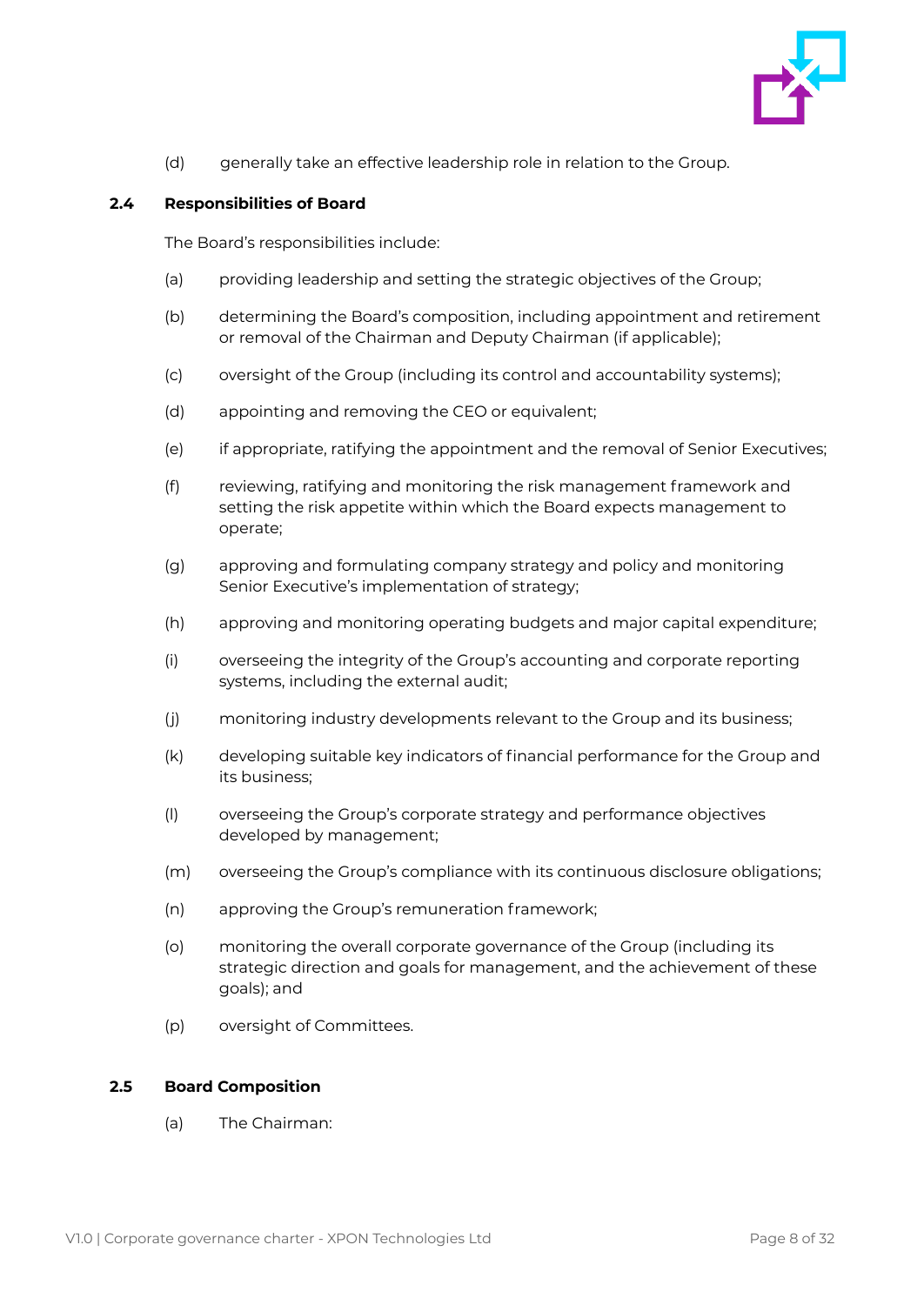(d) generally take an effective leadership role in relation to the Group.

### 2.4 Responsibilities of Board

The Board's responsibilities include:

(a) providing leadership and setting the strategic objectives of the Group;

(b) determining the Board's composition, including appointment and retirement or removal of the Chairman and Deputy Chairman (if applicable);

(c) oversight of the Group (including its control and accountability systems);

(d) appointing and removing the CEO or equivalent;

(e) if appropriate, ratifying the appointment and the removal of Senior Executives;

(f) reviewing, ratifying and monitoring the risk management framework and setting the risk appetite within which the Board expects management to operate;

(g) approving and formulating company strategy and policy and monitoring Senior Executive's implementation of strategy;

(h) approving and monitoring operating budgets and major capital expenditure;

(i) overseeing the integrity of the Group's accounting and corporate reporting systems, including the external audit;

(j) monitoring industry developments relevant to the Group and its business;

(k) developing suitable key indicators of financial performance for the Group and its business;

(l) overseeing the Group's corporate strategy and performance objectives developed by management;

(m) overseeing the Group's compliance with its continuous disclosure obligations;

(n) approving the Group's remuneration framework;

(o) monitoring the overall corporate governance of the Group (including its strategic direction and goals for management, and the achievement of these goals); and

(p) oversight of Committees.

### 2.5 Board Composition

(a) The Chairman: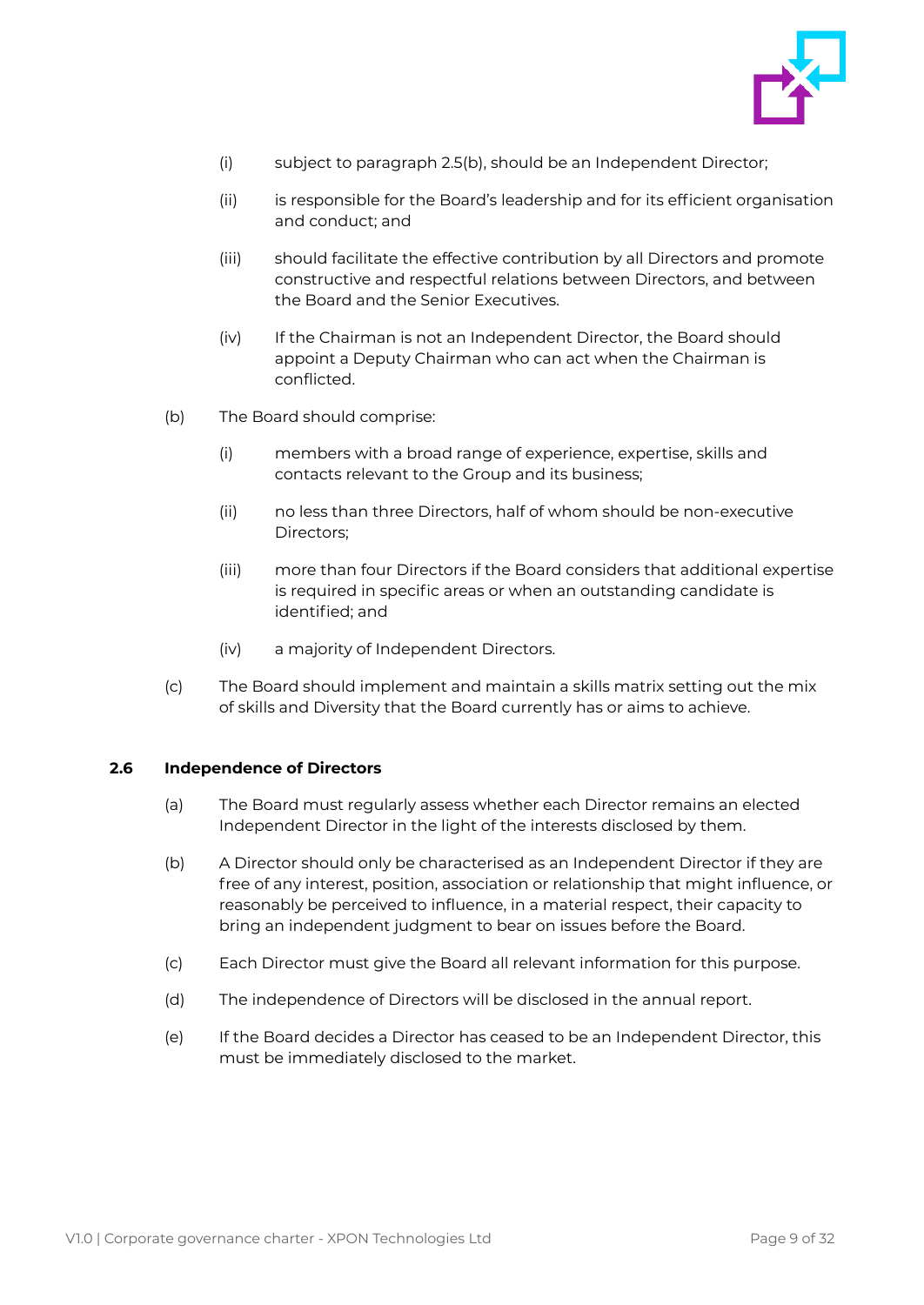(i) subject to paragraph 2.5(b), should be an Independent Director;

(ii) is responsible for the Board's leadership and for its efficient organisation and conduct; and

(iii) should facilitate the effective contribution by all Directors and promote constructive and respectful relations between Directors, and between the Board and the Senior Executives.

(iv) If the Chairman is not an Independent Director, the Board should appoint a Deputy Chairman who can act when the Chairman is conflicted.

(b) The Board should comprise:

(i) members with a broad range of experience, expertise, skills and contacts relevant to the Group and its business;

(ii) no less than three Directors, half of whom should be non-executive Directors;

(iii) more than four Directors if the Board considers that additional expertise is required in specific areas or when an outstanding candidate is identified; and

(iv) a majority of Independent Directors.

(c) The Board should implement and maintain a skills matrix setting out the mix of skills and Diversity that the Board currently has or aims to achieve.

### 2.6 Independence of Directors

(a) The Board must regularly assess whether each Director remains an elected Independent Director in the light of the interests disclosed by them.

(b) A Director should only be characterised as an Independent Director if they are free of any interest, position, association or relationship that might influence, or reasonably be perceived to influence, in a material respect, their capacity to bring an independent judgment to bear on issues before the Board.

(c) Each Director must give the Board all relevant information for this purpose.

(d) The independence of Directors will be disclosed in the annual report.

(e) If the Board decides a Director has ceased to be an Independent Director, this must be immediately disclosed to the market.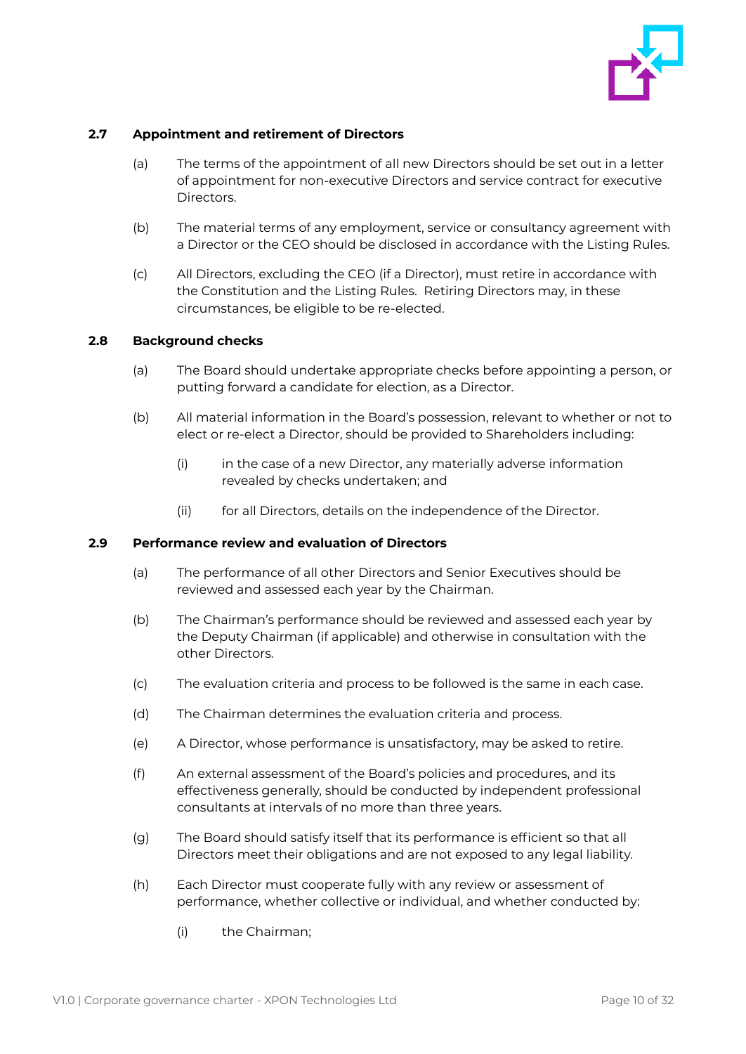## 2.7 Appointment and retirement of Directors

(a) The terms of the appointment of all new Directors should be set out in a letter of appointment for non-executive Directors and service contract for executive Directors.

(b) The material terms of any employment, service or consultancy agreement with a Director or the CEO should be disclosed in accordance with the Listing Rules.

(c) All Directors, excluding the CEO (if a Director), must retire in accordance with the Constitution and the Listing Rules. Retiring Directors may, in these circumstances, be eligible to be re-elected.

## 2.8 Background checks

(a) The Board should undertake appropriate checks before appointing a person, or putting forward a candidate for election, as a Director.

(b) All material information in the Board's possession, relevant to whether or not to elect or re-elect a Director, should be provided to Shareholders including:

  (i) in the case of a new Director, any materially adverse information revealed by checks undertaken; and

  (ii) for all Directors, details on the independence of the Director.

## 2.9 Performance review and evaluation of Directors

(a) The performance of all other Directors and Senior Executives should be reviewed and assessed each year by the Chairman.

(b) The Chairman's performance should be reviewed and assessed each year by the Deputy Chairman (if applicable) and otherwise in consultation with the other Directors.

(c) The evaluation criteria and process to be followed is the same in each case.

(d) The Chairman determines the evaluation criteria and process.

(e) A Director, whose performance is unsatisfactory, may be asked to retire.

(f) An external assessment of the Board's policies and procedures, and its effectiveness generally, should be conducted by independent professional consultants at intervals of no more than three years.

(g) The Board should satisfy itself that its performance is efficient so that all Directors meet their obligations and are not exposed to any legal liability.

(h) Each Director must cooperate fully with any review or assessment of performance, whether collective or individual, and whether conducted by:

  (i) the Chairman;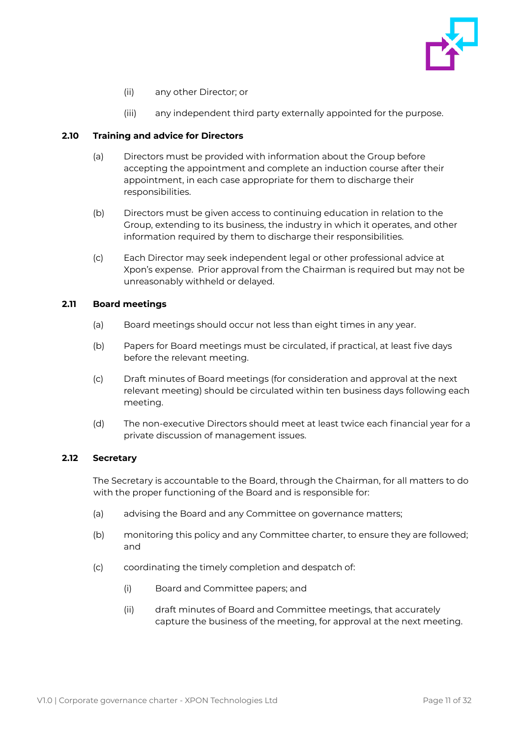(ii) any other Director; or

(iii) any independent third party externally appointed for the purpose.

### 2.10 Training and advice for Directors

(a) Directors must be provided with information about the Group before accepting the appointment and complete an induction course after their appointment, in each case appropriate for them to discharge their responsibilities.

(b) Directors must be given access to continuing education in relation to the Group, extending to its business, the industry in which it operates, and other information required by them to discharge their responsibilities.

(c) Each Director may seek independent legal or other professional advice at Xpon's expense. Prior approval from the Chairman is required but may not be unreasonably withheld or delayed.

### 2.11 Board meetings

(a) Board meetings should occur not less than eight times in any year.

(b) Papers for Board meetings must be circulated, if practical, at least five days before the relevant meeting.

(c) Draft minutes of Board meetings (for consideration and approval at the next relevant meeting) should be circulated within ten business days following each meeting.

(d) The non-executive Directors should meet at least twice each financial year for a private discussion of management issues.

### 2.12 Secretary

The Secretary is accountable to the Board, through the Chairman, for all matters to do with the proper functioning of the Board and is responsible for:

(a) advising the Board and any Committee on governance matters;

(b) monitoring this policy and any Committee charter, to ensure they are followed; and

(c) coordinating the timely completion and despatch of:

   (i) Board and Committee papers; and

   (ii) draft minutes of Board and Committee meetings, that accurately capture the business of the meeting, for approval at the next meeting.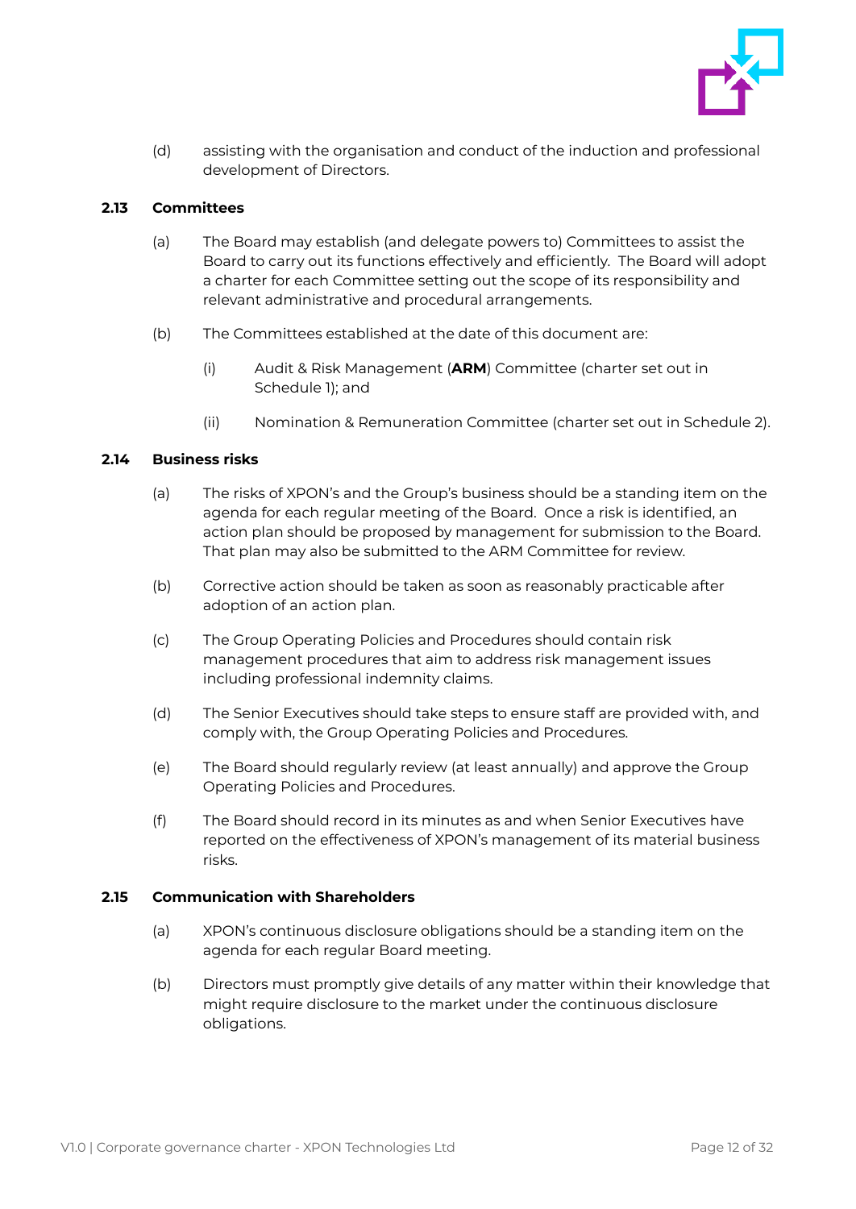(d) assisting with the organisation and conduct of the induction and professional development of Directors.

### 2.13 Committees

(a) The Board may establish (and delegate powers to) Committees to assist the Board to carry out its functions effectively and efficiently. The Board will adopt a charter for each Committee setting out the scope of its responsibility and relevant administrative and procedural arrangements.

(b) The Committees established at the date of this document are:

(i) Audit & Risk Management (**ARM**) Committee (charter set out in Schedule 1); and

(ii) Nomination & Remuneration Committee (charter set out in Schedule 2).

### 2.14 Business risks

(a) The risks of XPON's and the Group's business should be a standing item on the agenda for each regular meeting of the Board. Once a risk is identified, an action plan should be proposed by management for submission to the Board. That plan may also be submitted to the ARM Committee for review.

(b) Corrective action should be taken as soon as reasonably practicable after adoption of an action plan.

(c) The Group Operating Policies and Procedures should contain risk management procedures that aim to address risk management issues including professional indemnity claims.

(d) The Senior Executives should take steps to ensure staff are provided with, and comply with, the Group Operating Policies and Procedures.

(e) The Board should regularly review (at least annually) and approve the Group Operating Policies and Procedures.

(f) The Board should record in its minutes as and when Senior Executives have reported on the effectiveness of XPON's management of its material business risks.

### 2.15 Communication with Shareholders

(a) XPON's continuous disclosure obligations should be a standing item on the agenda for each regular Board meeting.

(b) Directors must promptly give details of any matter within their knowledge that might require disclosure to the market under the continuous disclosure obligations.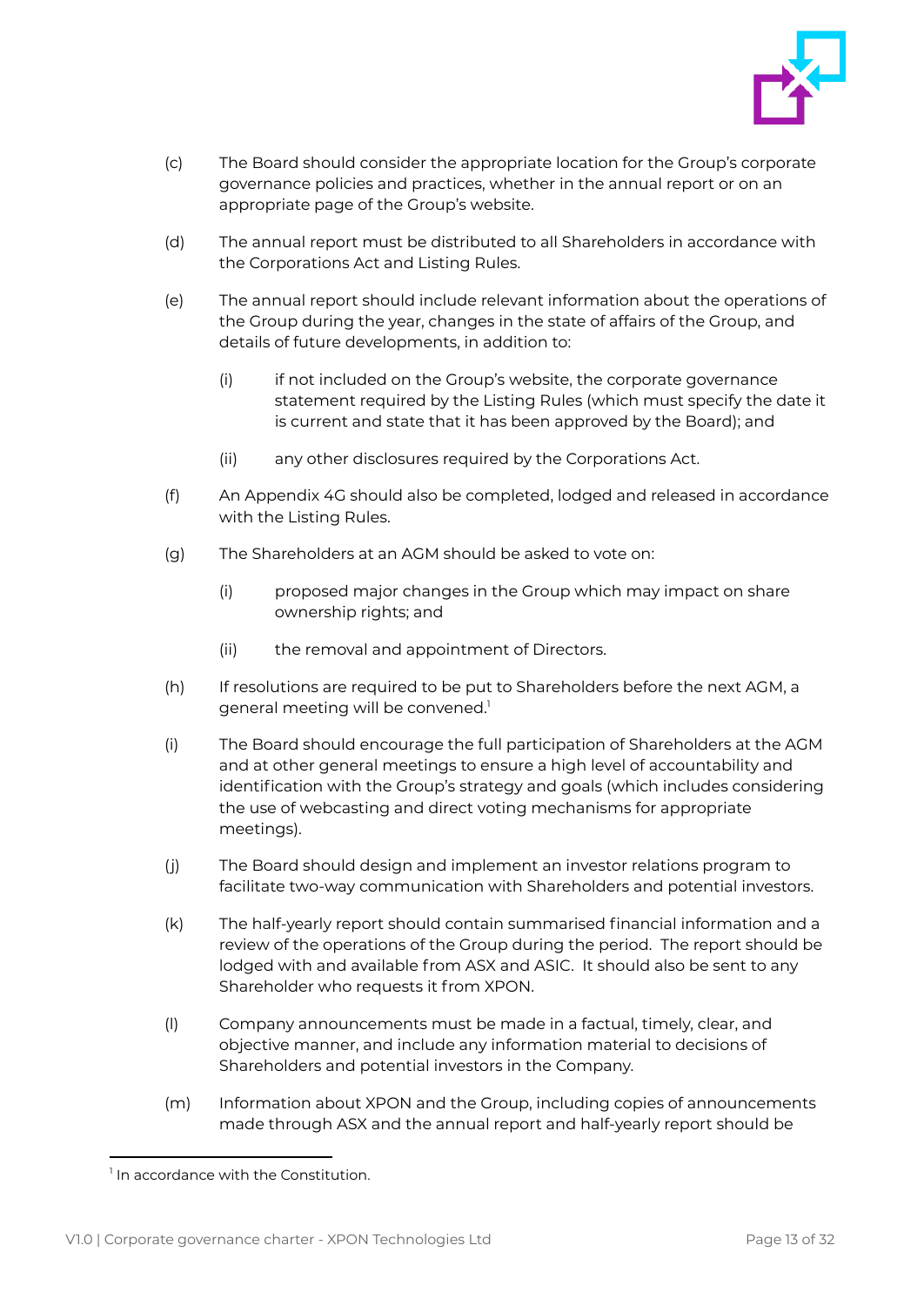(c) The Board should consider the appropriate location for the Group's corporate governance policies and practices, whether in the annual report or on an appropriate page of the Group's website.

(d) The annual report must be distributed to all Shareholders in accordance with the Corporations Act and Listing Rules.

(e) The annual report should include relevant information about the operations of the Group during the year, changes in the state of affairs of the Group, and details of future developments, in addition to:

   (i) if not included on the Group's website, the corporate governance statement required by the Listing Rules (which must specify the date it is current and state that it has been approved by the Board); and

   (ii) any other disclosures required by the Corporations Act.

(f) An Appendix 4G should also be completed, lodged and released in accordance with the Listing Rules.

(g) The Shareholders at an AGM should be asked to vote on:

   (i) proposed major changes in the Group which may impact on share ownership rights; and

   (ii) the removal and appointment of Directors.

(h) If resolutions are required to be put to Shareholders before the next AGM, a general meeting will be convened.[1]

(i) The Board should encourage the full participation of Shareholders at the AGM and at other general meetings to ensure a high level of accountability and identification with the Group's strategy and goals (which includes considering the use of webcasting and direct voting mechanisms for appropriate meetings).

(j) The Board should design and implement an investor relations program to facilitate two-way communication with Shareholders and potential investors.

(k) The half-yearly report should contain summarised financial information and a review of the operations of the Group during the period. The report should be lodged with and available from ASX and ASIC. It should also be sent to any Shareholder who requests it from XPON.

(l) Company announcements must be made in a factual, timely, clear, and objective manner, and include any information material to decisions of Shareholders and potential investors in the Company.

(m) Information about XPON and the Group, including copies of announcements made through ASX and the annual report and half-yearly report should be

---

[1] In accordance with the Constitution.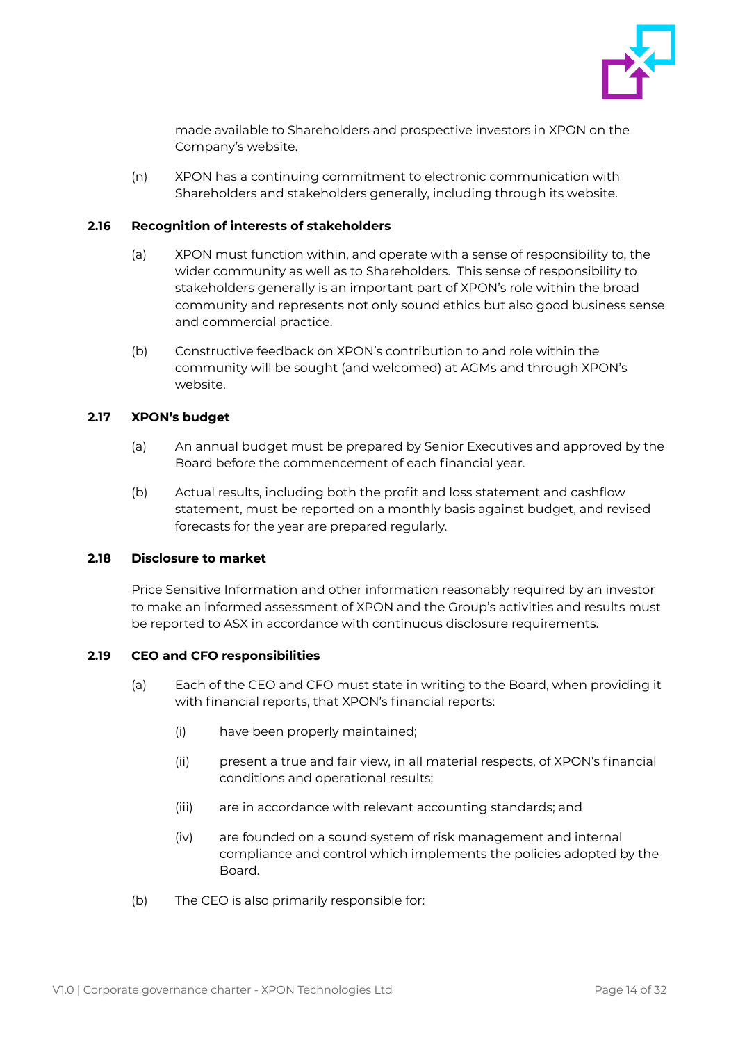made available to Shareholders and prospective investors in XPON on the Company's website.

(n) XPON has a continuing commitment to electronic communication with Shareholders and stakeholders generally, including through its website.

### 2.16 Recognition of interests of stakeholders

(a) XPON must function within, and operate with a sense of responsibility to, the wider community as well as to Shareholders. This sense of responsibility to stakeholders generally is an important part of XPON's role within the broad community and represents not only sound ethics but also good business sense and commercial practice.

(b) Constructive feedback on XPON's contribution to and role within the community will be sought (and welcomed) at AGMs and through XPON's website.

### 2.17 XPON's budget

(a) An annual budget must be prepared by Senior Executives and approved by the Board before the commencement of each financial year.

(b) Actual results, including both the profit and loss statement and cashflow statement, must be reported on a monthly basis against budget, and revised forecasts for the year are prepared regularly.

### 2.18 Disclosure to market

Price Sensitive Information and other information reasonably required by an investor to make an informed assessment of XPON and the Group's activities and results must be reported to ASX in accordance with continuous disclosure requirements.

### 2.19 CEO and CFO responsibilities

(a) Each of the CEO and CFO must state in writing to the Board, when providing it with financial reports, that XPON's financial reports:

(i) have been properly maintained;

(ii) present a true and fair view, in all material respects, of XPON's financial conditions and operational results;

(iii) are in accordance with relevant accounting standards; and

(iv) are founded on a sound system of risk management and internal compliance and control which implements the policies adopted by the Board.

(b) The CEO is also primarily responsible for: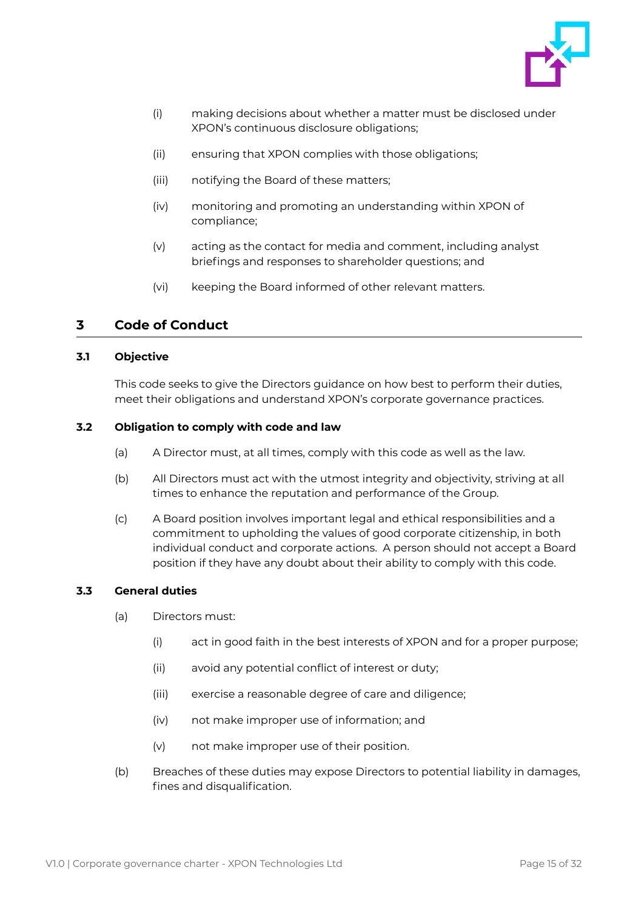- (i) making decisions about whether a matter must be disclosed under XPON's continuous disclosure obligations;
- (ii) ensuring that XPON complies with those obligations;
- (iii) notifying the Board of these matters;
- (iv) monitoring and promoting an understanding within XPON of compliance;
- (v) acting as the contact for media and comment, including analyst briefings and responses to shareholder questions; and
- (vi) keeping the Board informed of other relevant matters.

## 3 Code of Conduct

### 3.1 Objective

This code seeks to give the Directors guidance on how best to perform their duties, meet their obligations and understand XPON's corporate governance practices.

### 3.2 Obligation to comply with code and law

(a) A Director must, at all times, comply with this code as well as the law.

(b) All Directors must act with the utmost integrity and objectivity, striving at all times to enhance the reputation and performance of the Group.

(c) A Board position involves important legal and ethical responsibilities and a commitment to upholding the values of good corporate citizenship, in both individual conduct and corporate actions. A person should not accept a Board position if they have any doubt about their ability to comply with this code.

### 3.3 General duties

(a) Directors must:

- (i) act in good faith in the best interests of XPON and for a proper purpose;
- (ii) avoid any potential conflict of interest or duty;
- (iii) exercise a reasonable degree of care and diligence;
- (iv) not make improper use of information; and
- (v) not make improper use of their position.

(b) Breaches of these duties may expose Directors to potential liability in damages, fines and disqualification.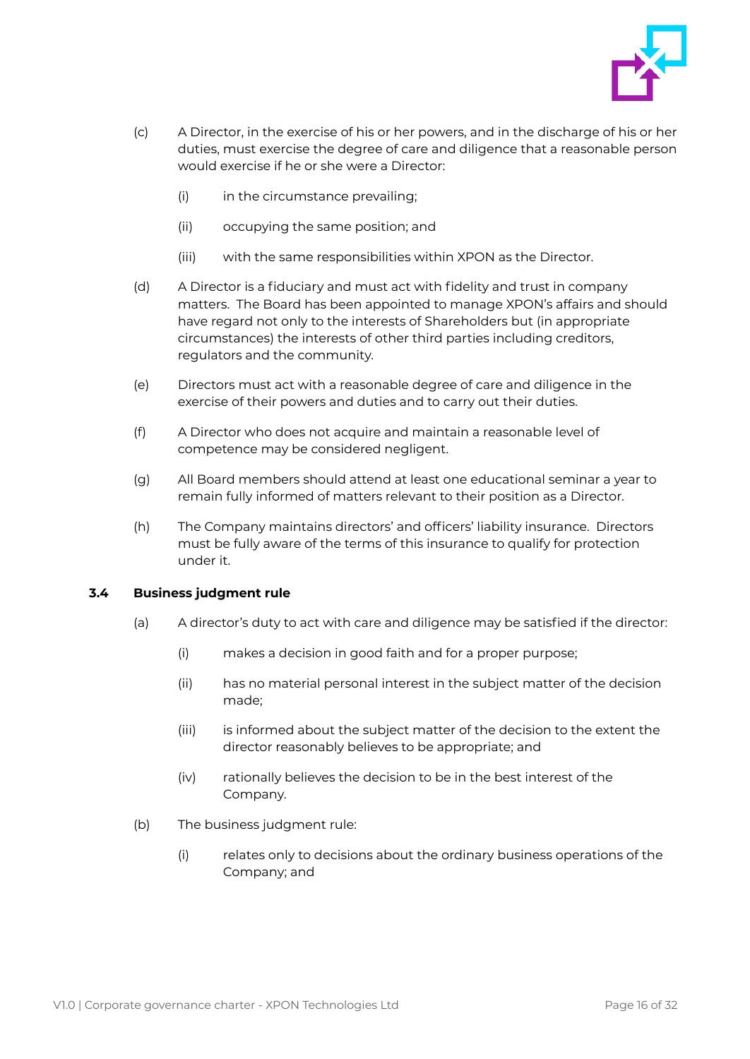(c) A Director, in the exercise of his or her powers, and in the discharge of his or her duties, must exercise the degree of care and diligence that a reasonable person would exercise if he or she were a Director:

(i) in the circumstance prevailing;

(ii) occupying the same position; and

(iii) with the same responsibilities within XPON as the Director.

(d) A Director is a fiduciary and must act with fidelity and trust in company matters. The Board has been appointed to manage XPON's affairs and should have regard not only to the interests of Shareholders but (in appropriate circumstances) the interests of other third parties including creditors, regulators and the community.

(e) Directors must act with a reasonable degree of care and diligence in the exercise of their powers and duties and to carry out their duties.

(f) A Director who does not acquire and maintain a reasonable level of competence may be considered negligent.

(g) All Board members should attend at least one educational seminar a year to remain fully informed of matters relevant to their position as a Director.

(h) The Company maintains directors' and officers' liability insurance. Directors must be fully aware of the terms of this insurance to qualify for protection under it.

### 3.4 Business judgment rule

(a) A director's duty to act with care and diligence may be satisfied if the director:

(i) makes a decision in good faith and for a proper purpose;

(ii) has no material personal interest in the subject matter of the decision made;

(iii) is informed about the subject matter of the decision to the extent the director reasonably believes to be appropriate; and

(iv) rationally believes the decision to be in the best interest of the Company.

(b) The business judgment rule:

(i) relates only to decisions about the ordinary business operations of the Company; and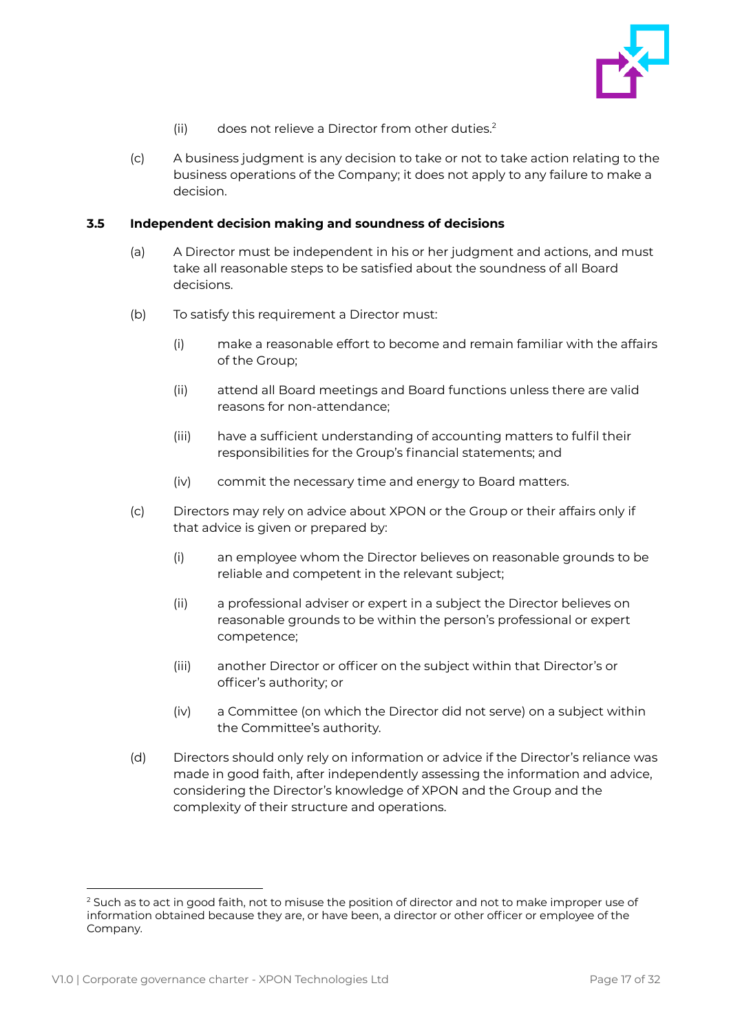(ii) does not relieve a Director from other duties.[2]

(c) A business judgment is any decision to take or not to take action relating to the business operations of the Company; it does not apply to any failure to make a decision.

### 3.5 Independent decision making and soundness of decisions

(a) A Director must be independent in his or her judgment and actions, and must take all reasonable steps to be satisfied about the soundness of all Board decisions.

(b) To satisfy this requirement a Director must:

(i) make a reasonable effort to become and remain familiar with the affairs of the Group;

(ii) attend all Board meetings and Board functions unless there are valid reasons for non-attendance;

(iii) have a sufficient understanding of accounting matters to fulfil their responsibilities for the Group's financial statements; and

(iv) commit the necessary time and energy to Board matters.

(c) Directors may rely on advice about XPON or the Group or their affairs only if that advice is given or prepared by:

(i) an employee whom the Director believes on reasonable grounds to be reliable and competent in the relevant subject;

(ii) a professional adviser or expert in a subject the Director believes on reasonable grounds to be within the person's professional or expert competence;

(iii) another Director or officer on the subject within that Director's or officer's authority; or

(iv) a Committee (on which the Director did not serve) on a subject within the Committee's authority.

(d) Directors should only rely on information or advice if the Director's reliance was made in good faith, after independently assessing the information and advice, considering the Director's knowledge of XPON and the Group and the complexity of their structure and operations.

---

[2] Such as to act in good faith, not to misuse the position of director and not to make improper use of information obtained because they are, or have been, a director or other officer or employee of the Company.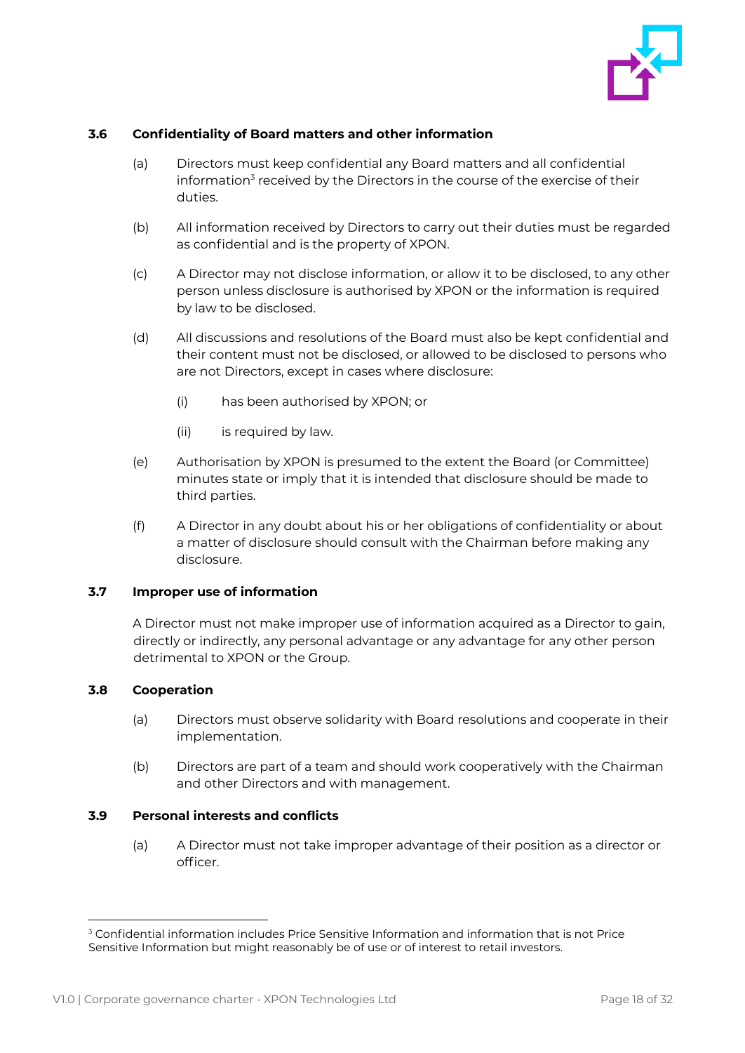### 3.6 Confidentiality of Board matters and other information

(a) Directors must keep confidential any Board matters and all confidential information[3] received by the Directors in the course of the exercise of their duties.

(b) All information received by Directors to carry out their duties must be regarded as confidential and is the property of XPON.

(c) A Director may not disclose information, or allow it to be disclosed, to any other person unless disclosure is authorised by XPON or the information is required by law to be disclosed.

(d) All discussions and resolutions of the Board must also be kept confidential and their content must not be disclosed, or allowed to be disclosed to persons who are not Directors, except in cases where disclosure:

   (i) has been authorised by XPON; or

   (ii) is required by law.

(e) Authorisation by XPON is presumed to the extent the Board (or Committee) minutes state or imply that it is intended that disclosure should be made to third parties.

(f) A Director in any doubt about his or her obligations of confidentiality or about a matter of disclosure should consult with the Chairman before making any disclosure.

### 3.7 Improper use of information

A Director must not make improper use of information acquired as a Director to gain, directly or indirectly, any personal advantage or any advantage for any other person detrimental to XPON or the Group.

### 3.8 Cooperation

(a) Directors must observe solidarity with Board resolutions and cooperate in their implementation.

(b) Directors are part of a team and should work cooperatively with the Chairman and other Directors and with management.

### 3.9 Personal interests and conflicts

(a) A Director must not take improper advantage of their position as a director or officer.

---

[3] Confidential information includes Price Sensitive Information and information that is not Price Sensitive Information but might reasonably be of use or of interest to retail investors.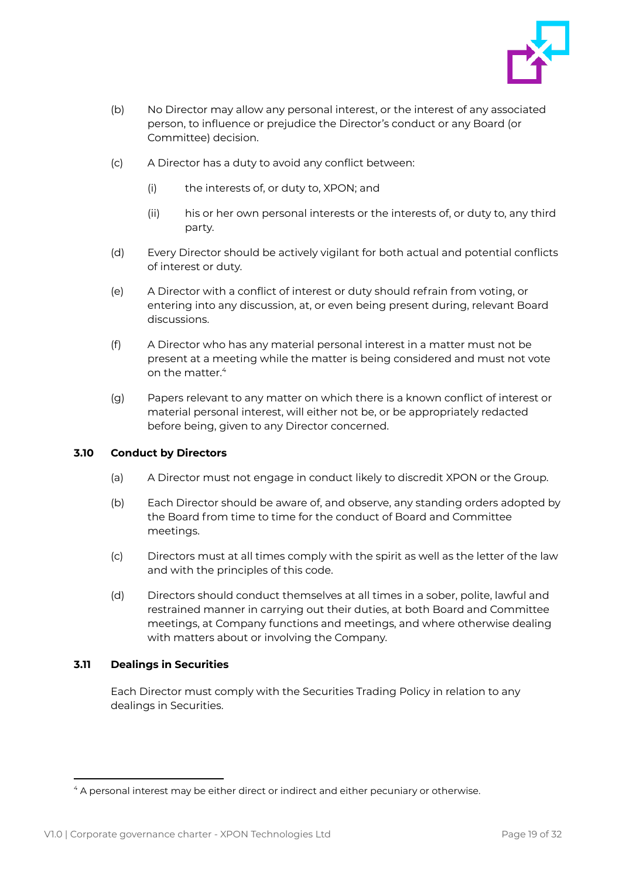(b) No Director may allow any personal interest, or the interest of any associated person, to influence or prejudice the Director's conduct or any Board (or Committee) decision.

(c) A Director has a duty to avoid any conflict between:

  (i) the interests of, or duty to, XPON; and

  (ii) his or her own personal interests or the interests of, or duty to, any third party.

(d) Every Director should be actively vigilant for both actual and potential conflicts of interest or duty.

(e) A Director with a conflict of interest or duty should refrain from voting, or entering into any discussion, at, or even being present during, relevant Board discussions.

(f) A Director who has any material personal interest in a matter must not be present at a meeting while the matter is being considered and must not vote on the matter.[4]

(g) Papers relevant to any matter on which there is a known conflict of interest or material personal interest, will either not be, or be appropriately redacted before being, given to any Director concerned.

### 3.10 Conduct by Directors

(a) A Director must not engage in conduct likely to discredit XPON or the Group.

(b) Each Director should be aware of, and observe, any standing orders adopted by the Board from time to time for the conduct of Board and Committee meetings.

(c) Directors must at all times comply with the spirit as well as the letter of the law and with the principles of this code.

(d) Directors should conduct themselves at all times in a sober, polite, lawful and restrained manner in carrying out their duties, at both Board and Committee meetings, at Company functions and meetings, and where otherwise dealing with matters about or involving the Company.

### 3.11 Dealings in Securities

Each Director must comply with the Securities Trading Policy in relation to any dealings in Securities.

---

[4] A personal interest may be either direct or indirect and either pecuniary or otherwise.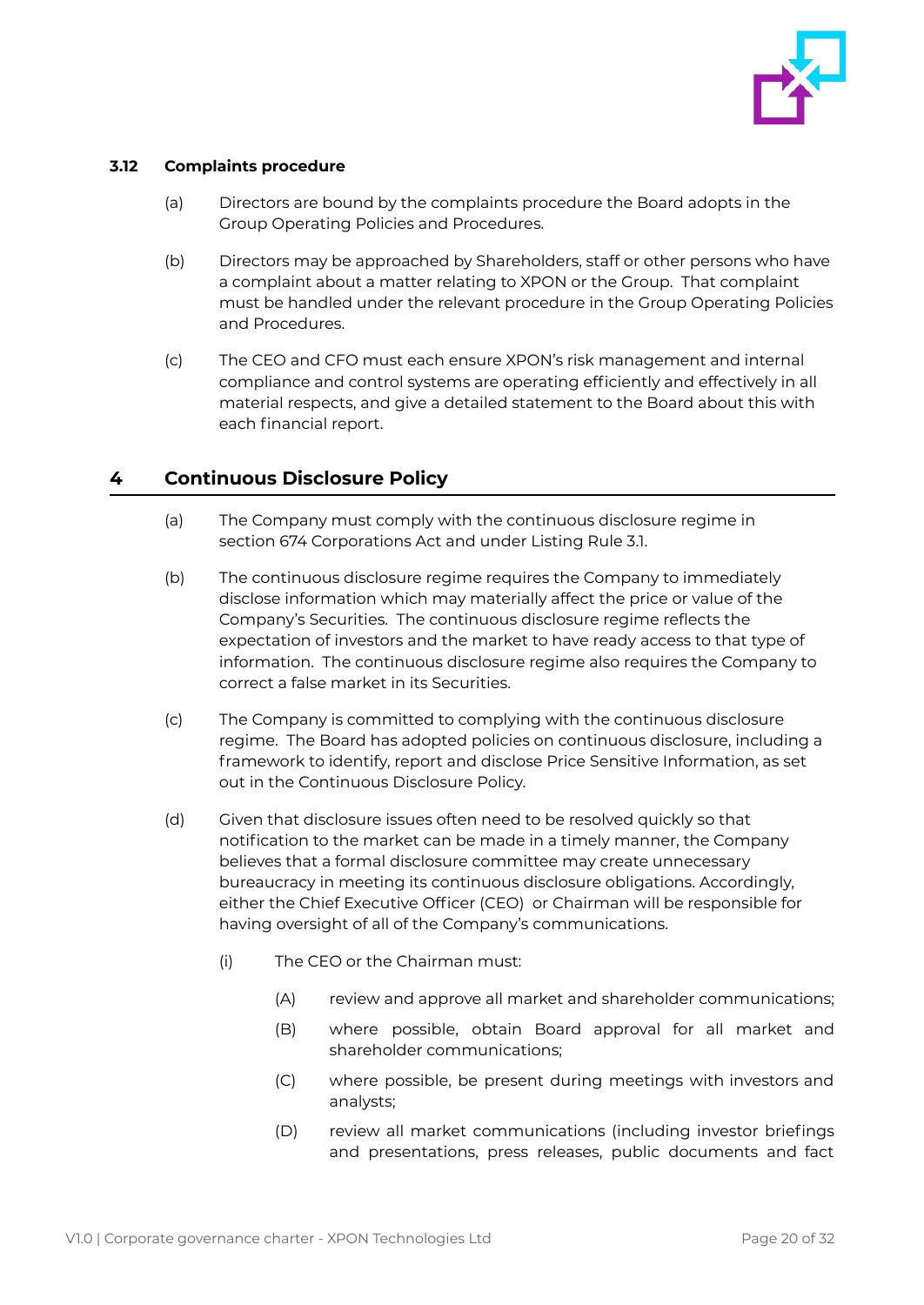### 3.12 Complaints procedure

(a) Directors are bound by the complaints procedure the Board adopts in the Group Operating Policies and Procedures.

(b) Directors may be approached by Shareholders, staff or other persons who have a complaint about a matter relating to XPON or the Group. That complaint must be handled under the relevant procedure in the Group Operating Policies and Procedures.

(c) The CEO and CFO must each ensure XPON's risk management and internal compliance and control systems are operating efficiently and effectively in all material respects, and give a detailed statement to the Board about this with each financial report.

## 4 Continuous Disclosure Policy

(a) The Company must comply with the continuous disclosure regime in section 674 Corporations Act and under Listing Rule 3.1.

(b) The continuous disclosure regime requires the Company to immediately disclose information which may materially affect the price or value of the Company's Securities. The continuous disclosure regime reflects the expectation of investors and the market to have ready access to that type of information. The continuous disclosure regime also requires the Company to correct a false market in its Securities.

(c) The Company is committed to complying with the continuous disclosure regime. The Board has adopted policies on continuous disclosure, including a framework to identify, report and disclose Price Sensitive Information, as set out in the Continuous Disclosure Policy.

(d) Given that disclosure issues often need to be resolved quickly so that notification to the market can be made in a timely manner, the Company believes that a formal disclosure committee may create unnecessary bureaucracy in meeting its continuous disclosure obligations. Accordingly, either the Chief Executive Officer (CEO) or Chairman will be responsible for having oversight of all of the Company's communications.

   (i) The CEO or the Chairman must:

      (A) review and approve all market and shareholder communications;

      (B) where possible, obtain Board approval for all market and shareholder communications;

      (C) where possible, be present during meetings with investors and analysts;

      (D) review all market communications (including investor briefings and presentations, press releases, public documents and fact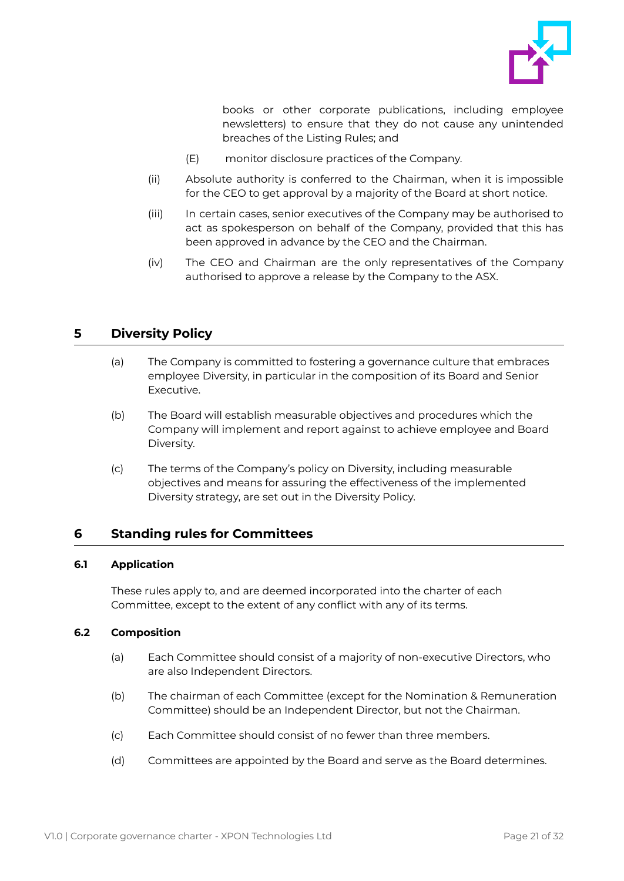books or other corporate publications, including employee newsletters) to ensure that they do not cause any unintended breaches of the Listing Rules; and

(E) monitor disclosure practices of the Company.

(ii) Absolute authority is conferred to the Chairman, when it is impossible for the CEO to get approval by a majority of the Board at short notice.

(iii) In certain cases, senior executives of the Company may be authorised to act as spokesperson on behalf of the Company, provided that this has been approved in advance by the CEO and the Chairman.

(iv) The CEO and Chairman are the only representatives of the Company authorised to approve a release by the Company to the ASX.

## 5 Diversity Policy

(a) The Company is committed to fostering a governance culture that embraces employee Diversity, in particular in the composition of its Board and Senior Executive.

(b) The Board will establish measurable objectives and procedures which the Company will implement and report against to achieve employee and Board Diversity.

(c) The terms of the Company's policy on Diversity, including measurable objectives and means for assuring the effectiveness of the implemented Diversity strategy, are set out in the Diversity Policy.

## 6 Standing rules for Committees

### 6.1 Application

These rules apply to, and are deemed incorporated into the charter of each Committee, except to the extent of any conflict with any of its terms.

### 6.2 Composition

(a) Each Committee should consist of a majority of non-executive Directors, who are also Independent Directors.

(b) The chairman of each Committee (except for the Nomination & Remuneration Committee) should be an Independent Director, but not the Chairman.

(c) Each Committee should consist of no fewer than three members.

(d) Committees are appointed by the Board and serve as the Board determines.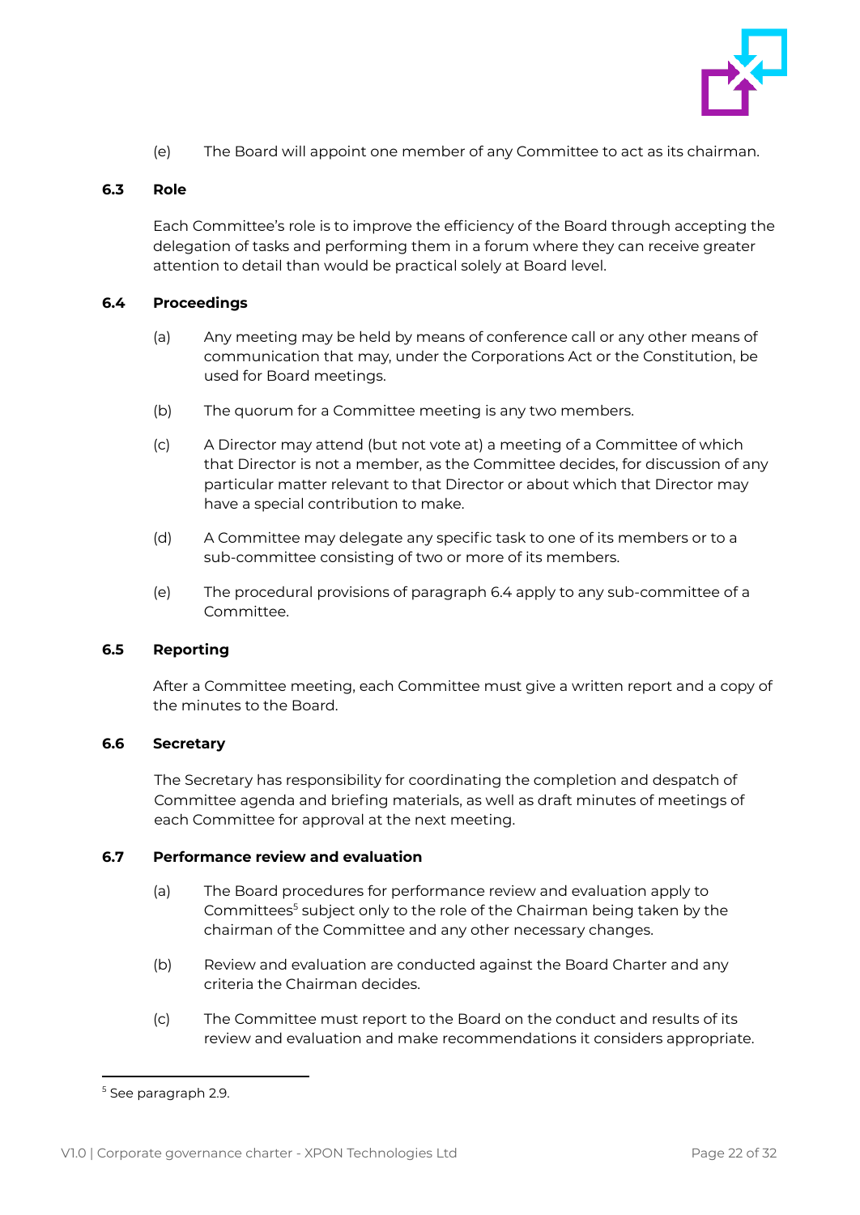(e) The Board will appoint one member of any Committee to act as its chairman.

### 6.3 Role

Each Committee's role is to improve the efficiency of the Board through accepting the delegation of tasks and performing them in a forum where they can receive greater attention to detail than would be practical solely at Board level.

### 6.4 Proceedings

(a) Any meeting may be held by means of conference call or any other means of communication that may, under the Corporations Act or the Constitution, be used for Board meetings.

(b) The quorum for a Committee meeting is any two members.

(c) A Director may attend (but not vote at) a meeting of a Committee of which that Director is not a member, as the Committee decides, for discussion of any particular matter relevant to that Director or about which that Director may have a special contribution to make.

(d) A Committee may delegate any specific task to one of its members or to a sub-committee consisting of two or more of its members.

(e) The procedural provisions of paragraph 6.4 apply to any sub-committee of a Committee.

### 6.5 Reporting

After a Committee meeting, each Committee must give a written report and a copy of the minutes to the Board.

### 6.6 Secretary

The Secretary has responsibility for coordinating the completion and despatch of Committee agenda and briefing materials, as well as draft minutes of meetings of each Committee for approval at the next meeting.

### 6.7 Performance review and evaluation

(a) The Board procedures for performance review and evaluation apply to Committees[5] subject only to the role of the Chairman being taken by the chairman of the Committee and any other necessary changes.

(b) Review and evaluation are conducted against the Board Charter and any criteria the Chairman decides.

(c) The Committee must report to the Board on the conduct and results of its review and evaluation and make recommendations it considers appropriate.

---

[5] See paragraph 2.9.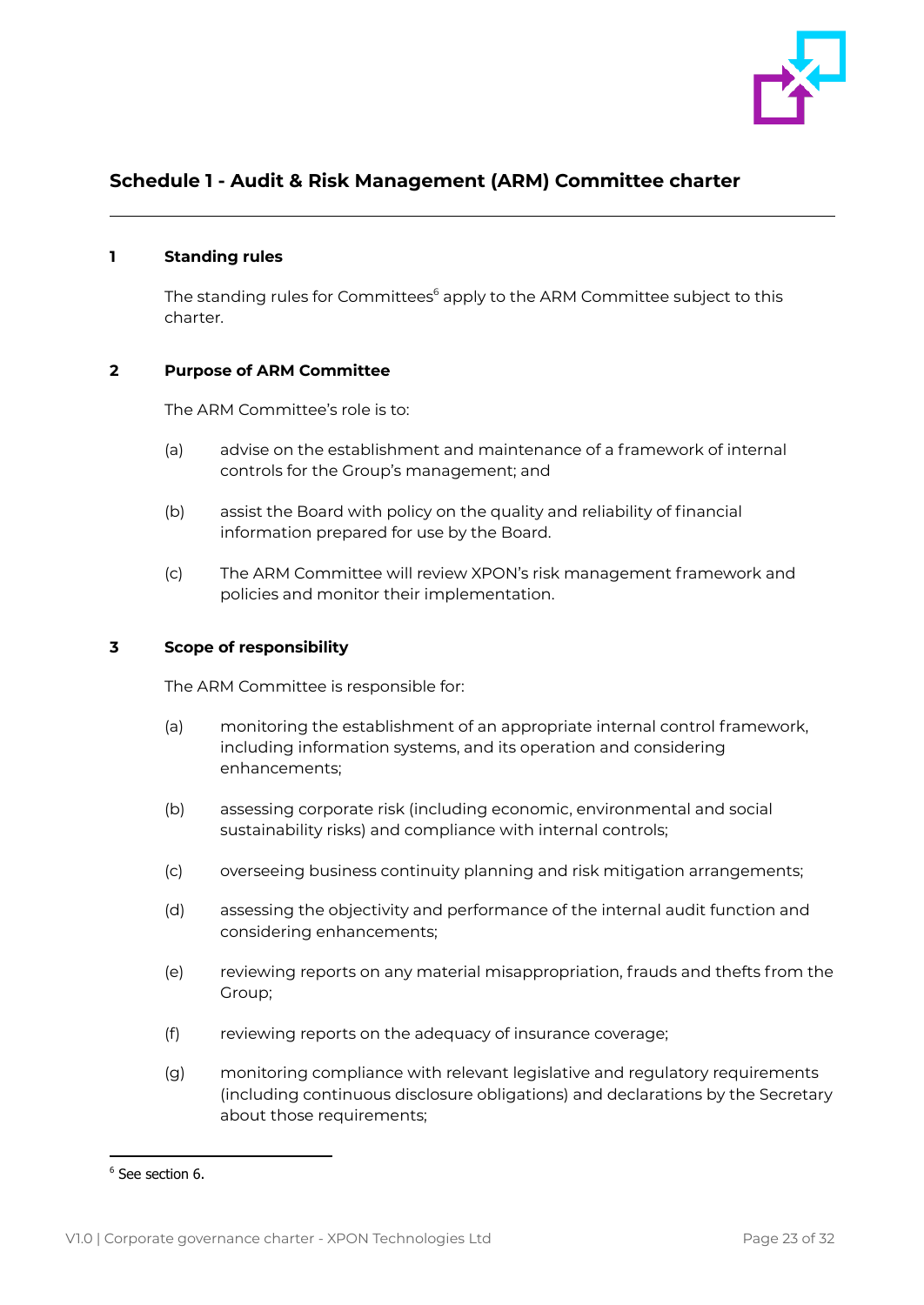## Schedule 1 - Audit & Risk Management (ARM) Committee charter

**1 Standing rules**

The standing rules for Committees[6] apply to the ARM Committee subject to this charter.

**2 Purpose of ARM Committee**

The ARM Committee's role is to:

(a) advise on the establishment and maintenance of a framework of internal controls for the Group's management; and

(b) assist the Board with policy on the quality and reliability of financial information prepared for use by the Board.

(c) The ARM Committee will review XPON's risk management framework and policies and monitor their implementation.

**3 Scope of responsibility**

The ARM Committee is responsible for:

(a) monitoring the establishment of an appropriate internal control framework, including information systems, and its operation and considering enhancements;

(b) assessing corporate risk (including economic, environmental and social sustainability risks) and compliance with internal controls;

(c) overseeing business continuity planning and risk mitigation arrangements;

(d) assessing the objectivity and performance of the internal audit function and considering enhancements;

(e) reviewing reports on any material misappropriation, frauds and thefts from the Group;

(f) reviewing reports on the adequacy of insurance coverage;

(g) monitoring compliance with relevant legislative and regulatory requirements (including continuous disclosure obligations) and declarations by the Secretary about those requirements;

[6] See section 6.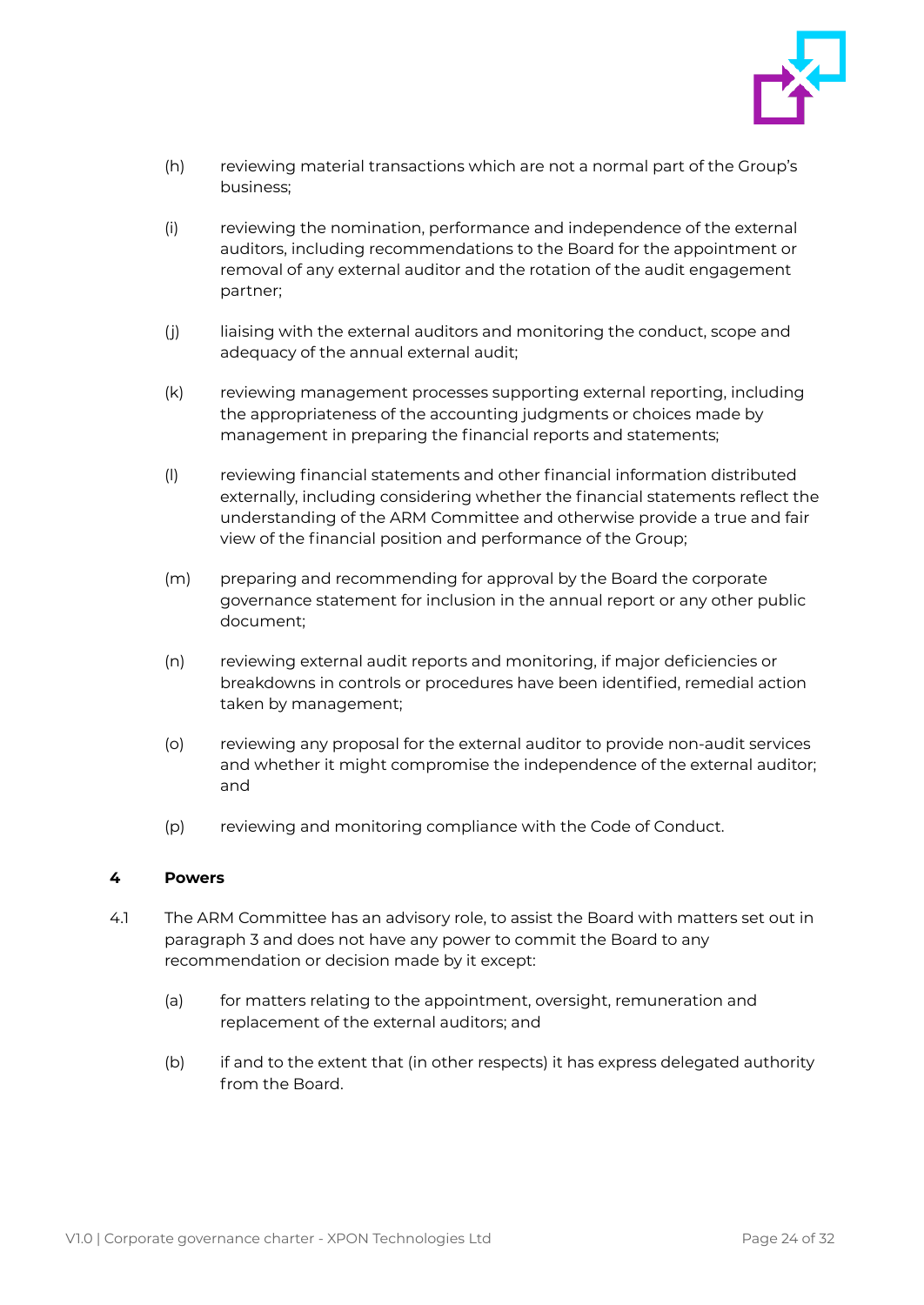(h) reviewing material transactions which are not a normal part of the Group's business;

(i) reviewing the nomination, performance and independence of the external auditors, including recommendations to the Board for the appointment or removal of any external auditor and the rotation of the audit engagement partner;

(j) liaising with the external auditors and monitoring the conduct, scope and adequacy of the annual external audit;

(k) reviewing management processes supporting external reporting, including the appropriateness of the accounting judgments or choices made by management in preparing the financial reports and statements;

(l) reviewing financial statements and other financial information distributed externally, including considering whether the financial statements reflect the understanding of the ARM Committee and otherwise provide a true and fair view of the financial position and performance of the Group;

(m) preparing and recommending for approval by the Board the corporate governance statement for inclusion in the annual report or any other public document;

(n) reviewing external audit reports and monitoring, if major deficiencies or breakdowns in controls or procedures have been identified, remedial action taken by management;

(o) reviewing any proposal for the external auditor to provide non-audit services and whether it might compromise the independence of the external auditor; and

(p) reviewing and monitoring compliance with the Code of Conduct.

## 4 Powers

4.1 The ARM Committee has an advisory role, to assist the Board with matters set out in paragraph 3 and does not have any power to commit the Board to any recommendation or decision made by it except:

(a) for matters relating to the appointment, oversight, remuneration and replacement of the external auditors; and

(b) if and to the extent that (in other respects) it has express delegated authority from the Board.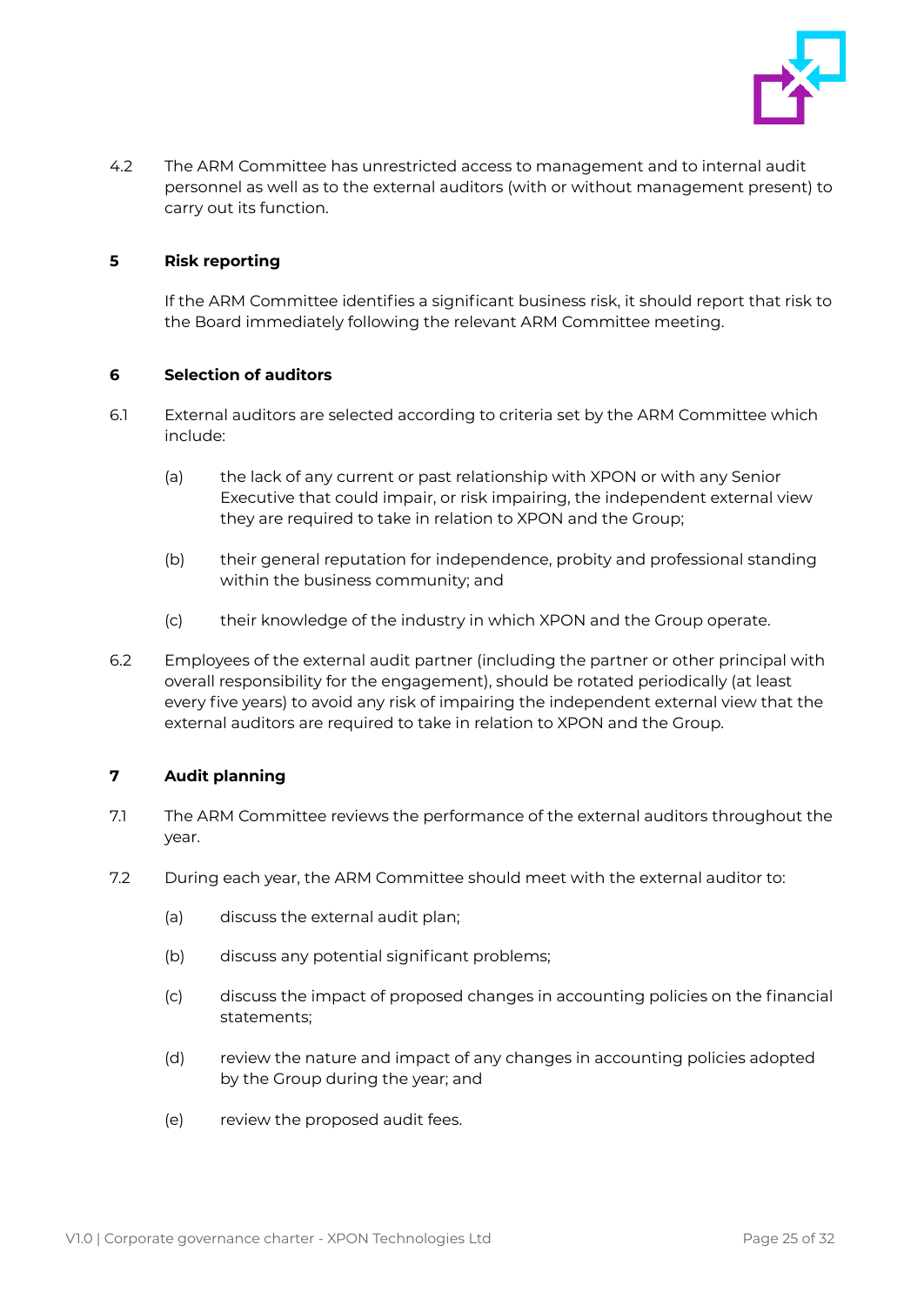4.2 The ARM Committee has unrestricted access to management and to internal audit personnel as well as to the external auditors (with or without management present) to carry out its function.

## 5 Risk reporting

If the ARM Committee identifies a significant business risk, it should report that risk to the Board immediately following the relevant ARM Committee meeting.

## 6 Selection of auditors

6.1 External auditors are selected according to criteria set by the ARM Committee which include:

(a) the lack of any current or past relationship with XPON or with any Senior Executive that could impair, or risk impairing, the independent external view they are required to take in relation to XPON and the Group;

(b) their general reputation for independence, probity and professional standing within the business community; and

(c) their knowledge of the industry in which XPON and the Group operate.

6.2 Employees of the external audit partner (including the partner or other principal with overall responsibility for the engagement), should be rotated periodically (at least every five years) to avoid any risk of impairing the independent external view that the external auditors are required to take in relation to XPON and the Group.

## 7 Audit planning

7.1 The ARM Committee reviews the performance of the external auditors throughout the year.

7.2 During each year, the ARM Committee should meet with the external auditor to:

(a) discuss the external audit plan;

(b) discuss any potential significant problems;

(c) discuss the impact of proposed changes in accounting policies on the financial statements;

(d) review the nature and impact of any changes in accounting policies adopted by the Group during the year; and

(e) review the proposed audit fees.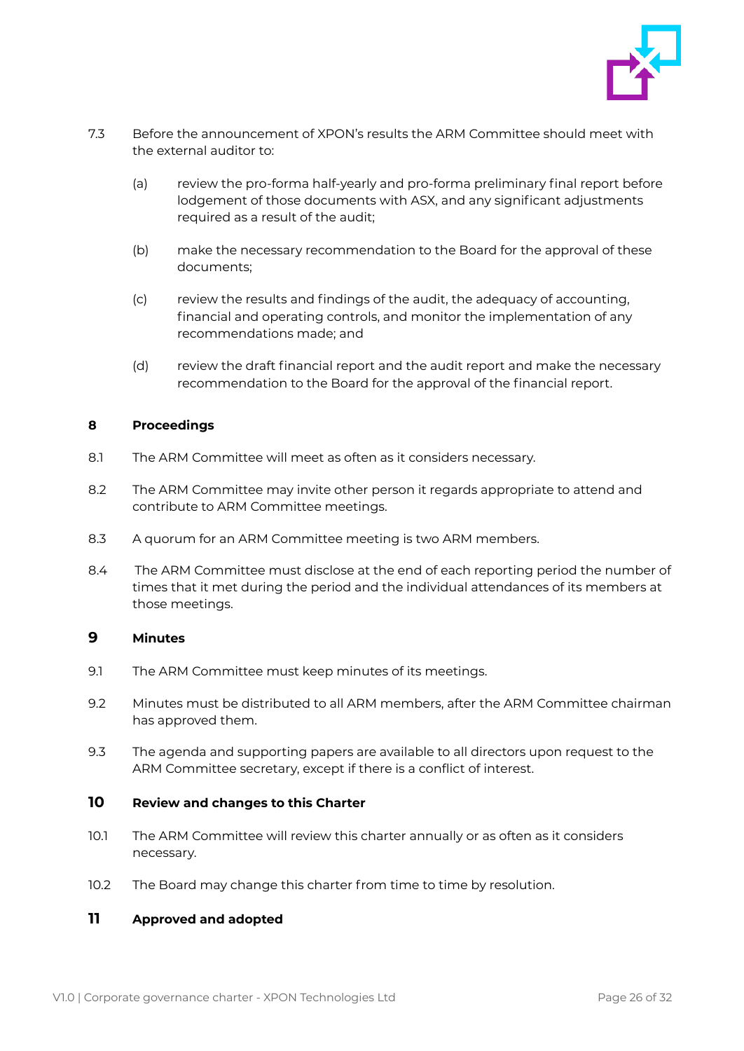7.3 Before the announcement of XPON's results the ARM Committee should meet with the external auditor to:

(a) review the pro-forma half-yearly and pro-forma preliminary final report before lodgement of those documents with ASX, and any significant adjustments required as a result of the audit;

(b) make the necessary recommendation to the Board for the approval of these documents;

(c) review the results and findings of the audit, the adequacy of accounting, financial and operating controls, and monitor the implementation of any recommendations made; and

(d) review the draft financial report and the audit report and make the necessary recommendation to the Board for the approval of the financial report.

## 8 Proceedings

8.1 The ARM Committee will meet as often as it considers necessary.

8.2 The ARM Committee may invite other person it regards appropriate to attend and contribute to ARM Committee meetings.

8.3 A quorum for an ARM Committee meeting is two ARM members.

8.4 The ARM Committee must disclose at the end of each reporting period the number of times that it met during the period and the individual attendances of its members at those meetings.

## 9 Minutes

9.1 The ARM Committee must keep minutes of its meetings.

9.2 Minutes must be distributed to all ARM members, after the ARM Committee chairman has approved them.

9.3 The agenda and supporting papers are available to all directors upon request to the ARM Committee secretary, except if there is a conflict of interest.

## 10 Review and changes to this Charter

10.1 The ARM Committee will review this charter annually or as often as it considers necessary.

10.2 The Board may change this charter from time to time by resolution.

## 11 Approved and adopted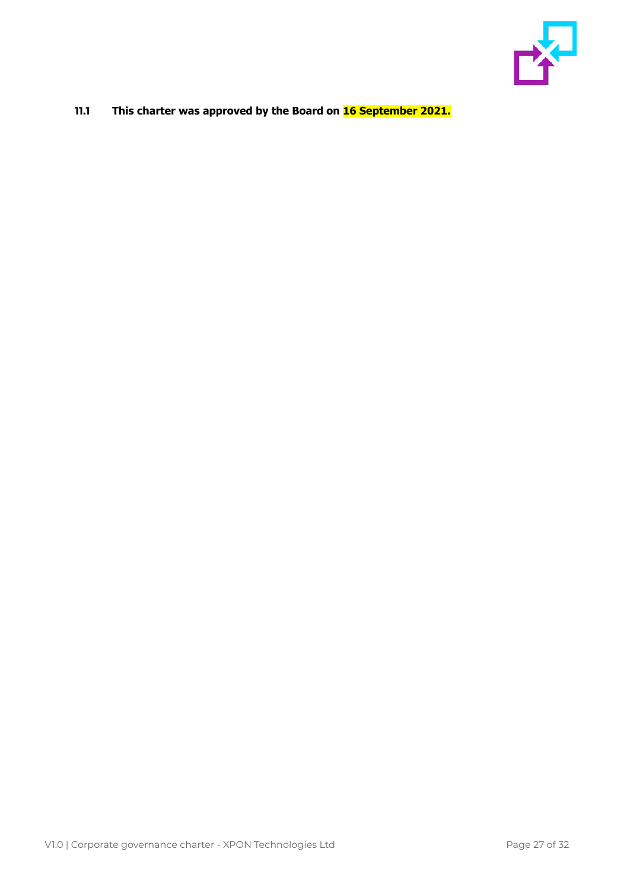**11.1 This charter was approved by the Board on 16 September 2021.**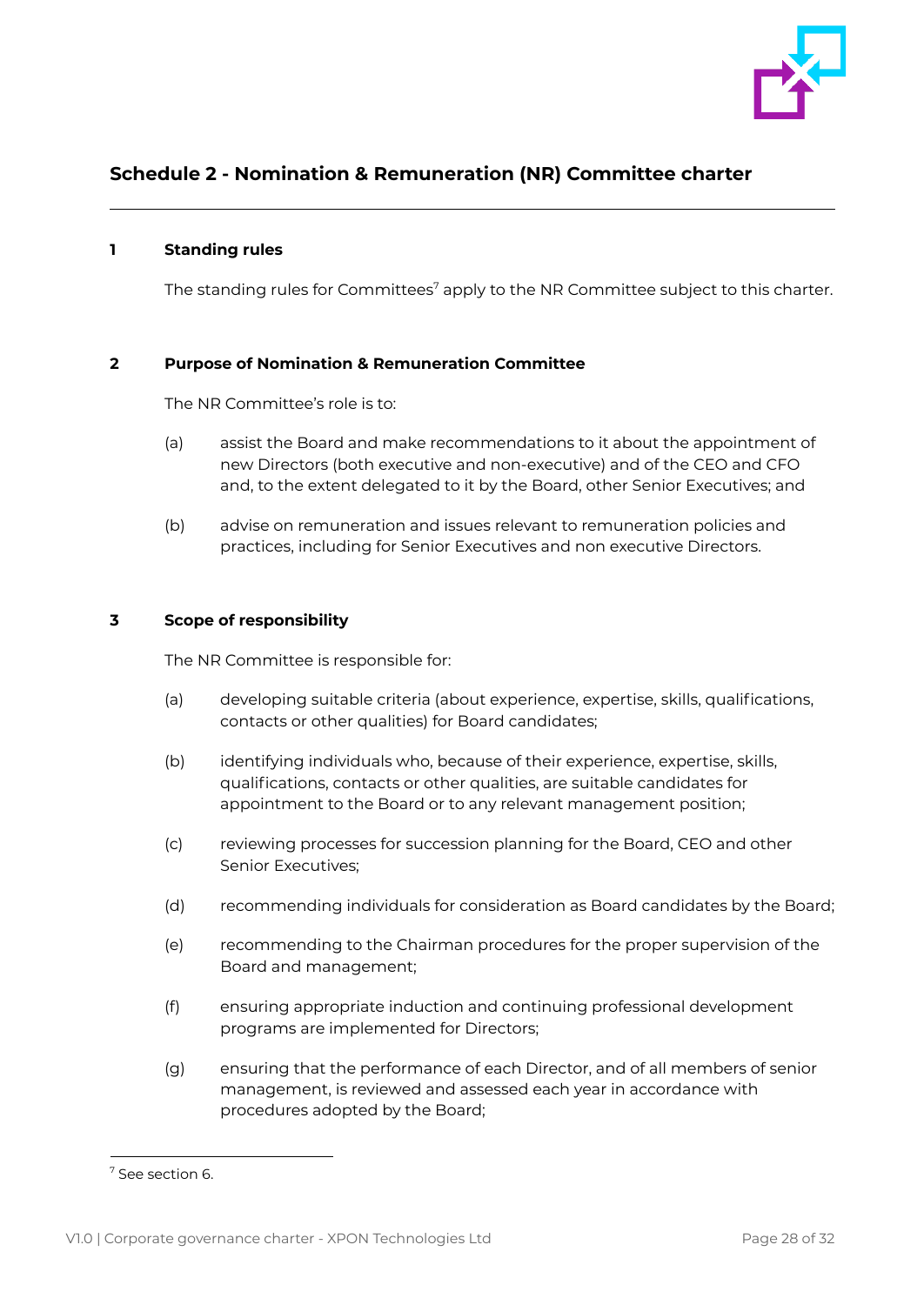## Schedule 2 - Nomination & Remuneration (NR) Committee charter

### 1 Standing rules

The standing rules for Committees[7] apply to the NR Committee subject to this charter.

### 2 Purpose of Nomination & Remuneration Committee

The NR Committee's role is to:

(a) assist the Board and make recommendations to it about the appointment of new Directors (both executive and non-executive) and of the CEO and CFO and, to the extent delegated to it by the Board, other Senior Executives; and

(b) advise on remuneration and issues relevant to remuneration policies and practices, including for Senior Executives and non executive Directors.

### 3 Scope of responsibility

The NR Committee is responsible for:

(a) developing suitable criteria (about experience, expertise, skills, qualifications, contacts or other qualities) for Board candidates;

(b) identifying individuals who, because of their experience, expertise, skills, qualifications, contacts or other qualities, are suitable candidates for appointment to the Board or to any relevant management position;

(c) reviewing processes for succession planning for the Board, CEO and other Senior Executives;

(d) recommending individuals for consideration as Board candidates by the Board;

(e) recommending to the Chairman procedures for the proper supervision of the Board and management;

(f) ensuring appropriate induction and continuing professional development programs are implemented for Directors;

(g) ensuring that the performance of each Director, and of all members of senior management, is reviewed and assessed each year in accordance with procedures adopted by the Board;

---

[7] See section 6.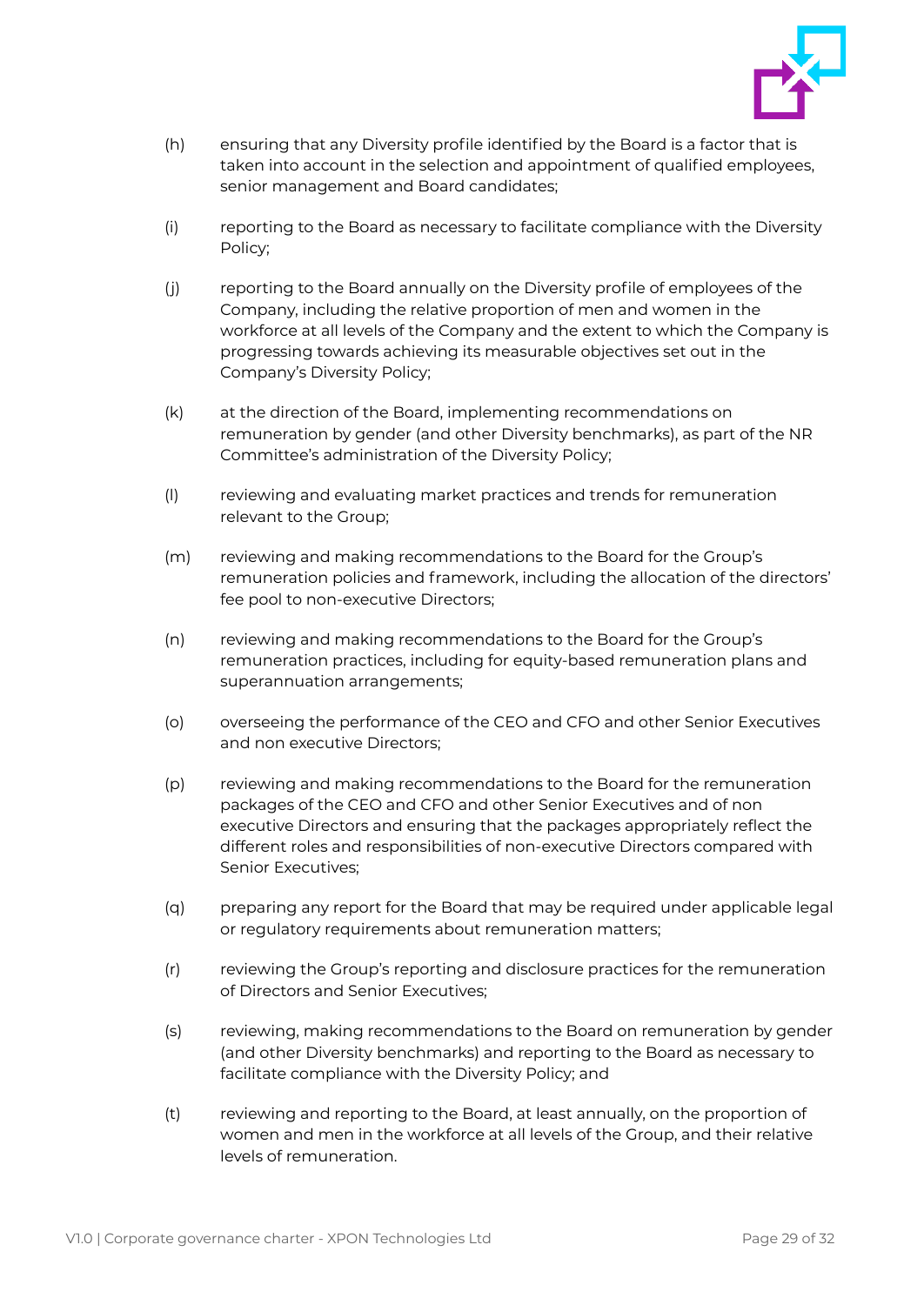(h) ensuring that any Diversity profile identified by the Board is a factor that is taken into account in the selection and appointment of qualified employees, senior management and Board candidates;

(i) reporting to the Board as necessary to facilitate compliance with the Diversity Policy;

(j) reporting to the Board annually on the Diversity profile of employees of the Company, including the relative proportion of men and women in the workforce at all levels of the Company and the extent to which the Company is progressing towards achieving its measurable objectives set out in the Company's Diversity Policy;

(k) at the direction of the Board, implementing recommendations on remuneration by gender (and other Diversity benchmarks), as part of the NR Committee's administration of the Diversity Policy;

(l) reviewing and evaluating market practices and trends for remuneration relevant to the Group;

(m) reviewing and making recommendations to the Board for the Group's remuneration policies and framework, including the allocation of the directors' fee pool to non-executive Directors;

(n) reviewing and making recommendations to the Board for the Group's remuneration practices, including for equity-based remuneration plans and superannuation arrangements;

(o) overseeing the performance of the CEO and CFO and other Senior Executives and non executive Directors;

(p) reviewing and making recommendations to the Board for the remuneration packages of the CEO and CFO and other Senior Executives and of non executive Directors and ensuring that the packages appropriately reflect the different roles and responsibilities of non-executive Directors compared with Senior Executives;

(q) preparing any report for the Board that may be required under applicable legal or regulatory requirements about remuneration matters;

(r) reviewing the Group's reporting and disclosure practices for the remuneration of Directors and Senior Executives;

(s) reviewing, making recommendations to the Board on remuneration by gender (and other Diversity benchmarks) and reporting to the Board as necessary to facilitate compliance with the Diversity Policy; and

(t) reviewing and reporting to the Board, at least annually, on the proportion of women and men in the workforce at all levels of the Group, and their relative levels of remuneration.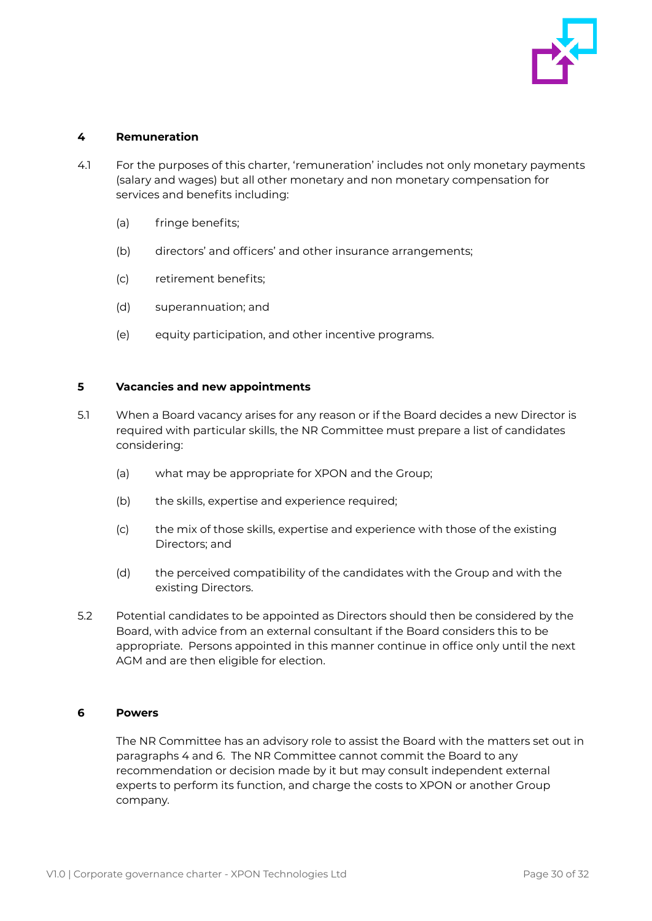## 4 Remuneration

4.1 For the purposes of this charter, 'remuneration' includes not only monetary payments (salary and wages) but all other monetary and non monetary compensation for services and benefits including:

(a) fringe benefits;

(b) directors' and officers' and other insurance arrangements;

(c) retirement benefits;

(d) superannuation; and

(e) equity participation, and other incentive programs.

## 5 Vacancies and new appointments

5.1 When a Board vacancy arises for any reason or if the Board decides a new Director is required with particular skills, the NR Committee must prepare a list of candidates considering:

(a) what may be appropriate for XPON and the Group;

(b) the skills, expertise and experience required;

(c) the mix of those skills, expertise and experience with those of the existing Directors; and

(d) the perceived compatibility of the candidates with the Group and with the existing Directors.

5.2 Potential candidates to be appointed as Directors should then be considered by the Board, with advice from an external consultant if the Board considers this to be appropriate. Persons appointed in this manner continue in office only until the next AGM and are then eligible for election.

## 6 Powers

The NR Committee has an advisory role to assist the Board with the matters set out in paragraphs 4 and 6. The NR Committee cannot commit the Board to any recommendation or decision made by it but may consult independent external experts to perform its function, and charge the costs to XPON or another Group company.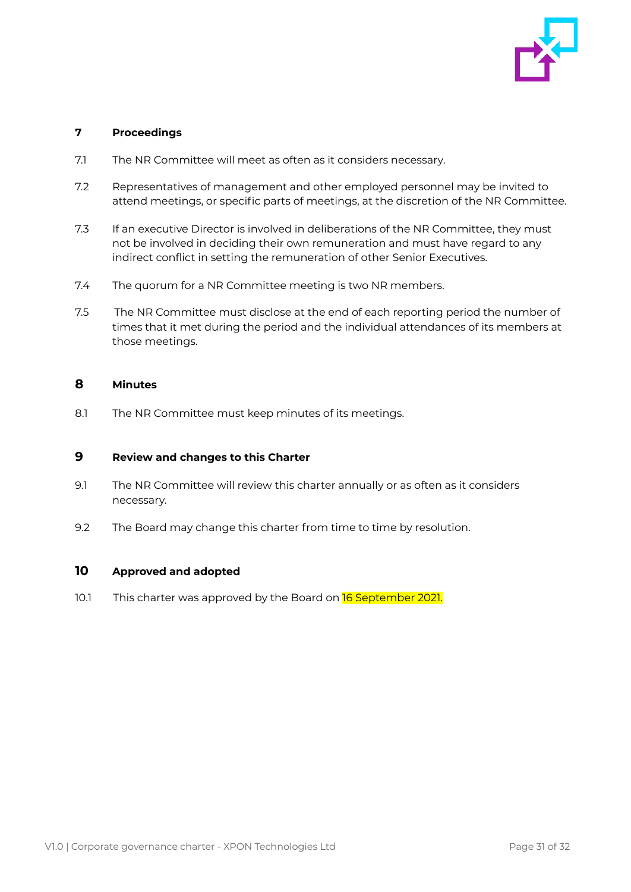## 7 Proceedings

7.1 The NR Committee will meet as often as it considers necessary.

7.2 Representatives of management and other employed personnel may be invited to attend meetings, or specific parts of meetings, at the discretion of the NR Committee.

7.3 If an executive Director is involved in deliberations of the NR Committee, they must not be involved in deciding their own remuneration and must have regard to any indirect conflict in setting the remuneration of other Senior Executives.

7.4 The quorum for a NR Committee meeting is two NR members.

7.5 The NR Committee must disclose at the end of each reporting period the number of times that it met during the period and the individual attendances of its members at those meetings.

## 8 Minutes

8.1 The NR Committee must keep minutes of its meetings.

## 9 Review and changes to this Charter

9.1 The NR Committee will review this charter annually or as often as it considers necessary.

9.2 The Board may change this charter from time to time by resolution.

## 10 Approved and adopted

10.1 This charter was approved by the Board on 16 September 2021.